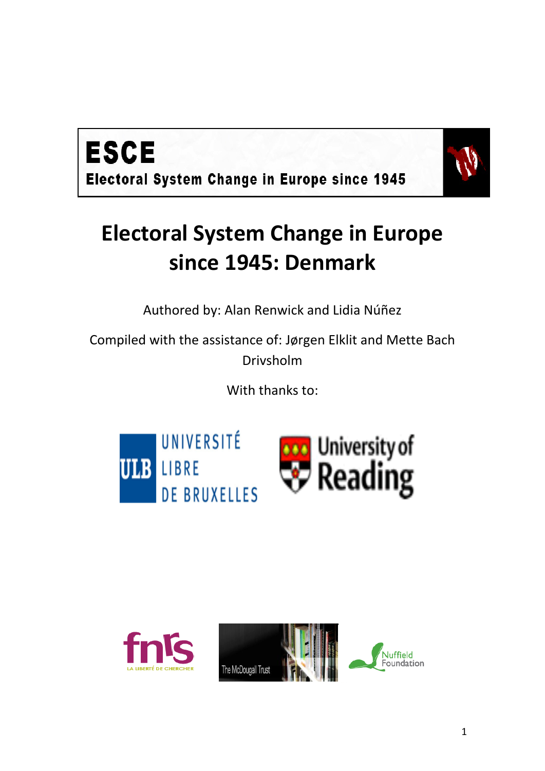**ESCE**

**Electoral System Change in Europe since 1945**

# Electoral System Change in Europe since 1945: Denmark

Authored by: Alan Renwick and Lidia Núñez

Compiled with the assistance of: Jørgen Elklit and Mette Bach Drivsholm

With thanks to:

UNIVERSITÉ LIBRE DE BRUXELLES

University of Reading

fnrs LA LIBERTÉ DE CHERCHER

The McDougall Trust

Nuffield Foundation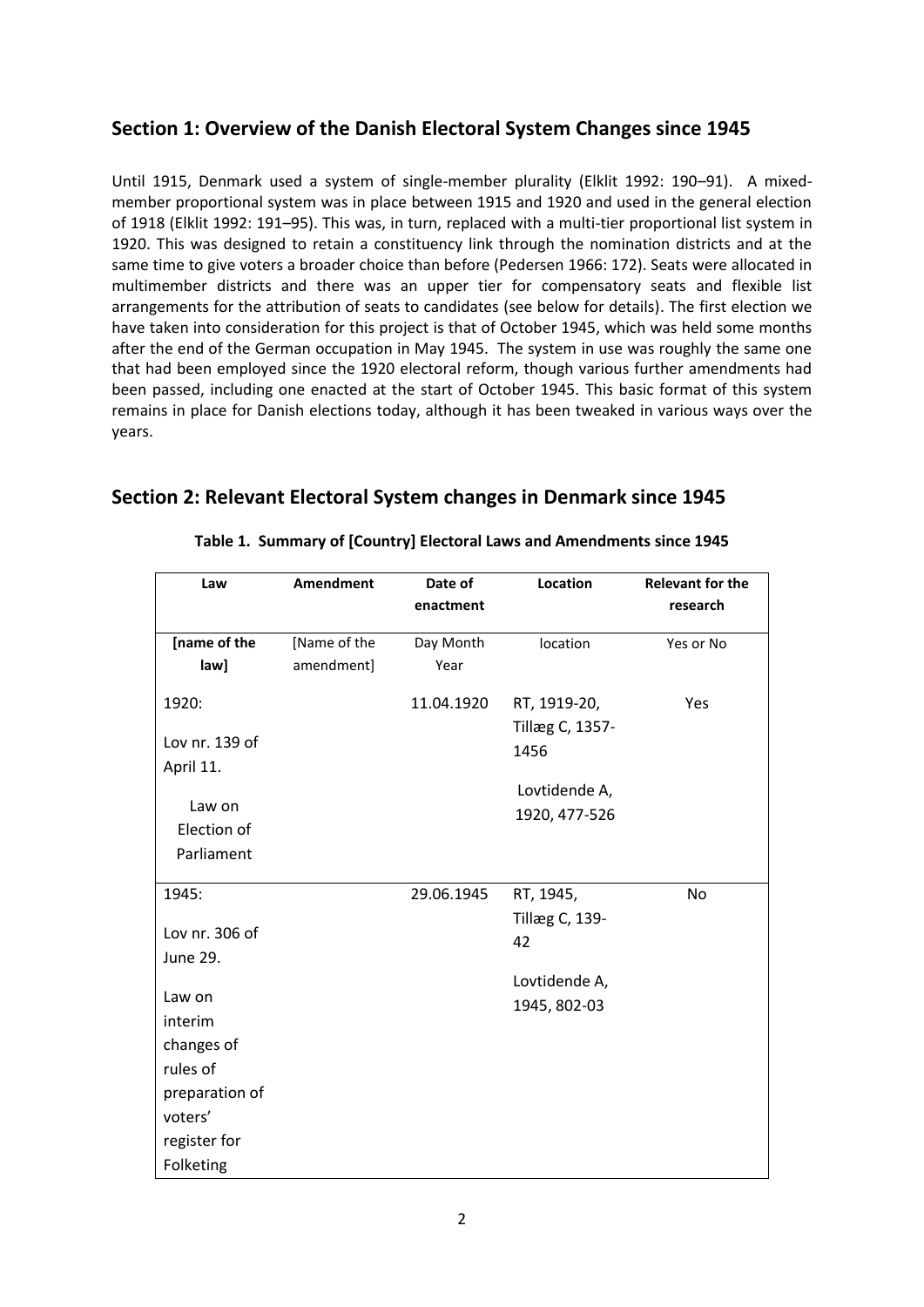## Section 1: Overview of the Danish Electoral System Changes since 1945

Until 1915, Denmark used a system of single-member plurality (Elklit 1992: 190–91). A mixed-member proportional system was in place between 1915 and 1920 and used in the general election of 1918 (Elklit 1992: 191–95). This was, in turn, replaced with a multi-tier proportional list system in 1920. This was designed to retain a constituency link through the nomination districts and at the same time to give voters a broader choice than before (Pedersen 1966: 172). Seats were allocated in multimember districts and there was an upper tier for compensatory seats and flexible list arrangements for the attribution of seats to candidates (see below for details). The first election we have taken into consideration for this project is that of October 1945, which was held some months after the end of the German occupation in May 1945. The system in use was roughly the same one that had been employed since the 1920 electoral reform, though various further amendments had been passed, including one enacted at the start of October 1945. This basic format of this system remains in place for Danish elections today, although it has been tweaked in various ways over the years.

## Section 2: Relevant Electoral System changes in Denmark since 1945

**Table 1. Summary of [Country] Electoral Laws and Amendments since 1945**

| Law | Amendment | Date of enactment | Location | Relevant for the research |
|---|---|---|---|---|
| [name of the law] | [Name of the amendment] | Day Month Year | location | Yes or No |
| 1920: Lov nr. 139 of April 11. Law on Election of Parliament | | 11.04.1920 | RT, 1919-20, Tillæg C, 1357-1456 Lovtidende A, 1920, 477-526 | Yes |
| 1945: Lov nr. 306 of June 29. Law on interim changes of rules of preparation of voters' register for Folketing | | 29.06.1945 | RT, 1945, Tillæg C, 139-42 Lovtidende A, 1945, 802-03 | No |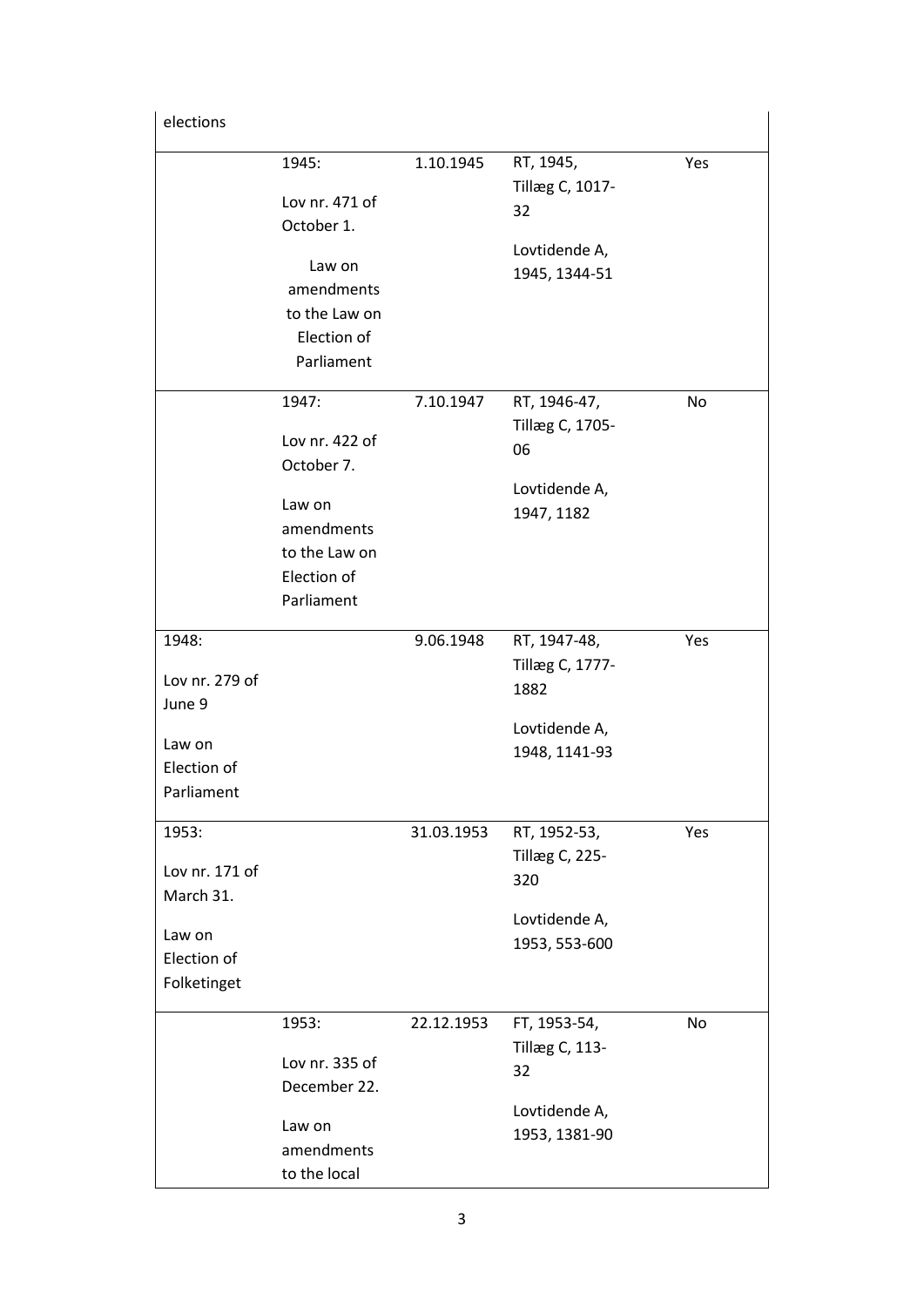| | | | | |
|---|---|---|---|---|
| elections | | | | |
| | 1945:<br><br>Lov nr. 471 of October 1.<br><br>Law on amendments to the Law on Election of Parliament | 1.10.1945 | RT, 1945, Tillæg C, 1017-32<br><br>Lovtidende A, 1945, 1344-51 | Yes |
| | 1947:<br><br>Lov nr. 422 of October 7.<br><br>Law on amendments to the Law on Election of Parliament | 7.10.1947 | RT, 1946-47, Tillæg C, 1705-06<br><br>Lovtidende A, 1947, 1182 | No |
| 1948:<br><br>Lov nr. 279 of June 9<br><br>Law on Election of Parliament | | 9.06.1948 | RT, 1947-48, Tillæg C, 1777-1882<br><br>Lovtidende A, 1948, 1141-93 | Yes |
| 1953:<br><br>Lov nr. 171 of March 31.<br><br>Law on Election of Folketinget | | 31.03.1953 | RT, 1952-53, Tillæg C, 225-320<br><br>Lovtidende A, 1953, 553-600 | Yes |
| | 1953:<br><br>Lov nr. 335 of December 22.<br><br>Law on amendments to the local | 22.12.1953 | FT, 1953-54, Tillæg C, 113-32<br><br>Lovtidende A, 1953, 1381-90 | No |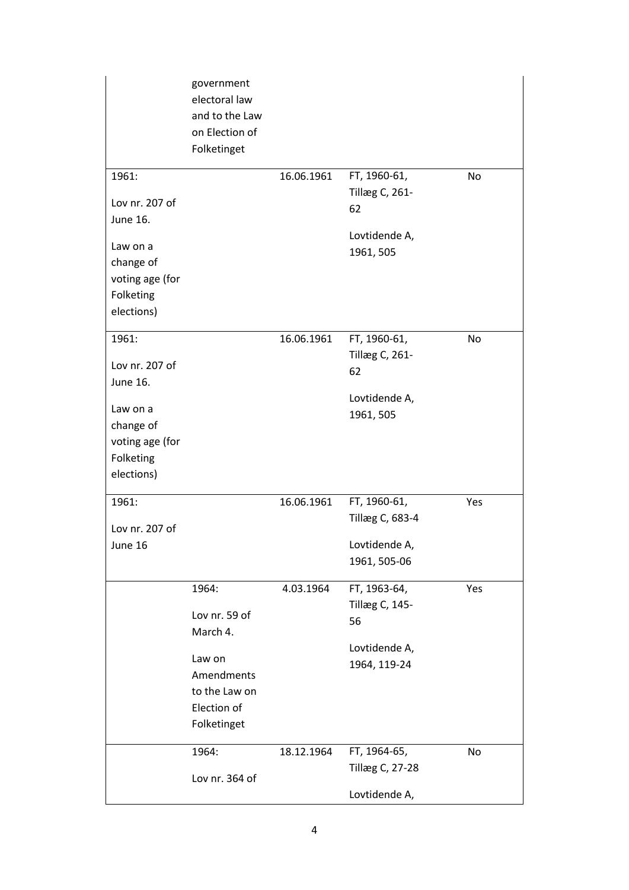| | | | | |
|---|---|---|---|---|
| | government electoral law and to the Law on Election of Folketinget | | | |
| 1961: Lov nr. 207 of June 16. Law on a change of voting age (for Folketing elections) | | 16.06.1961 | FT, 1960-61, Tillæg C, 261-62 Lovtidende A, 1961, 505 | No |
| 1961: Lov nr. 207 of June 16. Law on a change of voting age (for Folketing elections) | | 16.06.1961 | FT, 1960-61, Tillæg C, 261-62 Lovtidende A, 1961, 505 | No |
| 1961: Lov nr. 207 of June 16 | | 16.06.1961 | FT, 1960-61, Tillæg C, 683-4 Lovtidende A, 1961, 505-06 | Yes |
| | 1964: Lov nr. 59 of March 4. Law on Amendments to the Law on Election of Folketinget | 4.03.1964 | FT, 1963-64, Tillæg C, 145-56 Lovtidende A, 1964, 119-24 | Yes |
| | 1964: Lov nr. 364 of | 18.12.1964 | FT, 1964-65, Tillæg C, 27-28 Lovtidende A, | No |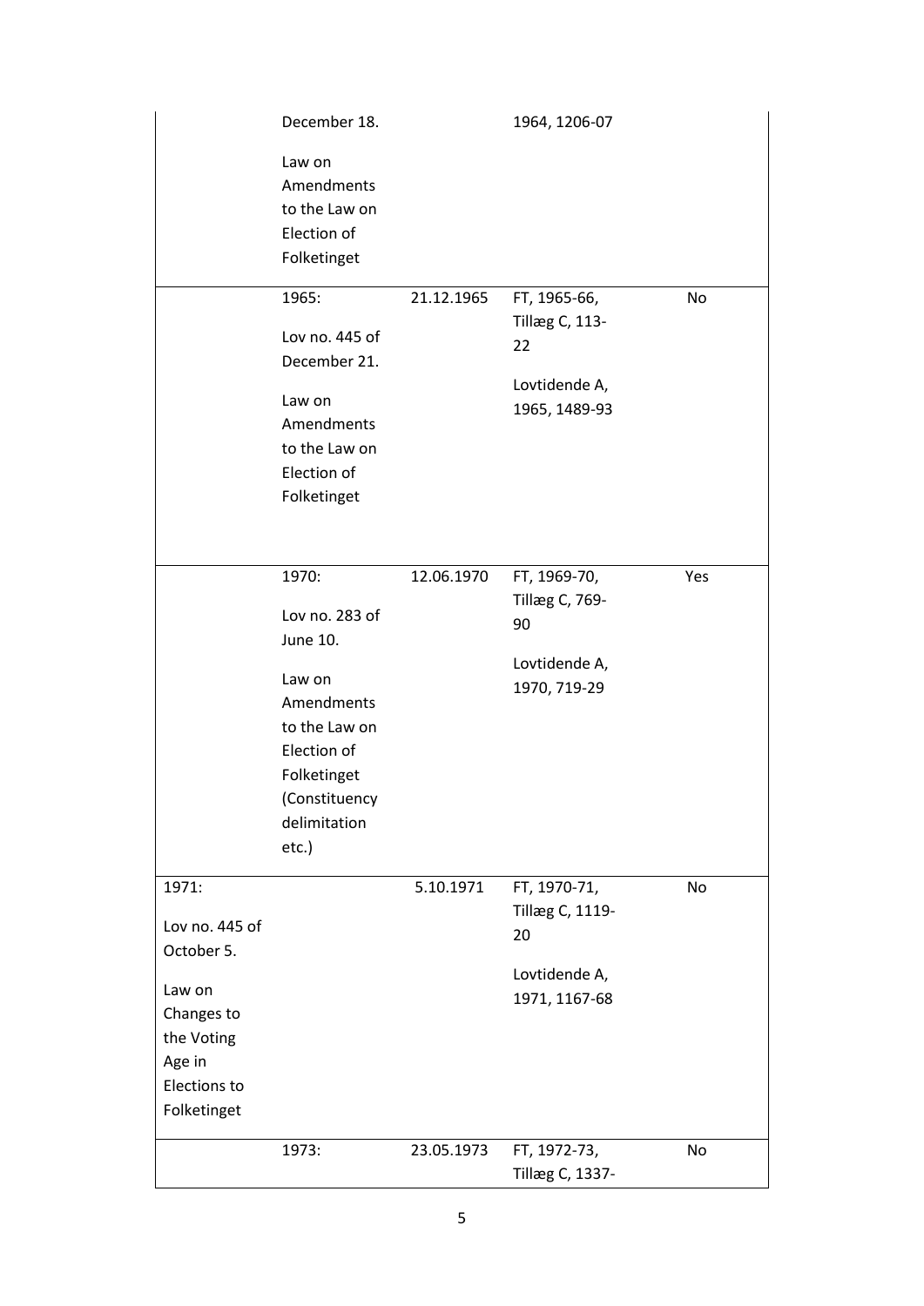|  | December 18.<br><br>Law on Amendments to the Law on Election of Folketinget |  | 1964, 1206-07 |  |
|---|---|---|---|---|
|  | 1965:<br><br>Lov no. 445 of December 21.<br><br>Law on Amendments to the Law on Election of Folketinget | 21.12.1965 | FT, 1965-66, Tillæg C, 113-22<br><br>Lovtidende A, 1965, 1489-93 | No |
|  | 1970:<br><br>Lov no. 283 of June 10.<br><br>Law on Amendments to the Law on Election of Folketinget (Constituency delimitation etc.) | 12.06.1970 | FT, 1969-70, Tillæg C, 769-90<br><br>Lovtidende A, 1970, 719-29 | Yes |
| 1971:<br><br>Lov no. 445 of October 5.<br><br>Law on Changes to the Voting Age in Elections to Folketinget |  | 5.10.1971 | FT, 1970-71, Tillæg C, 1119-20<br><br>Lovtidende A, 1971, 1167-68 | No |
|  | 1973: | 23.05.1973 | FT, 1972-73, Tillæg C, 1337- | No |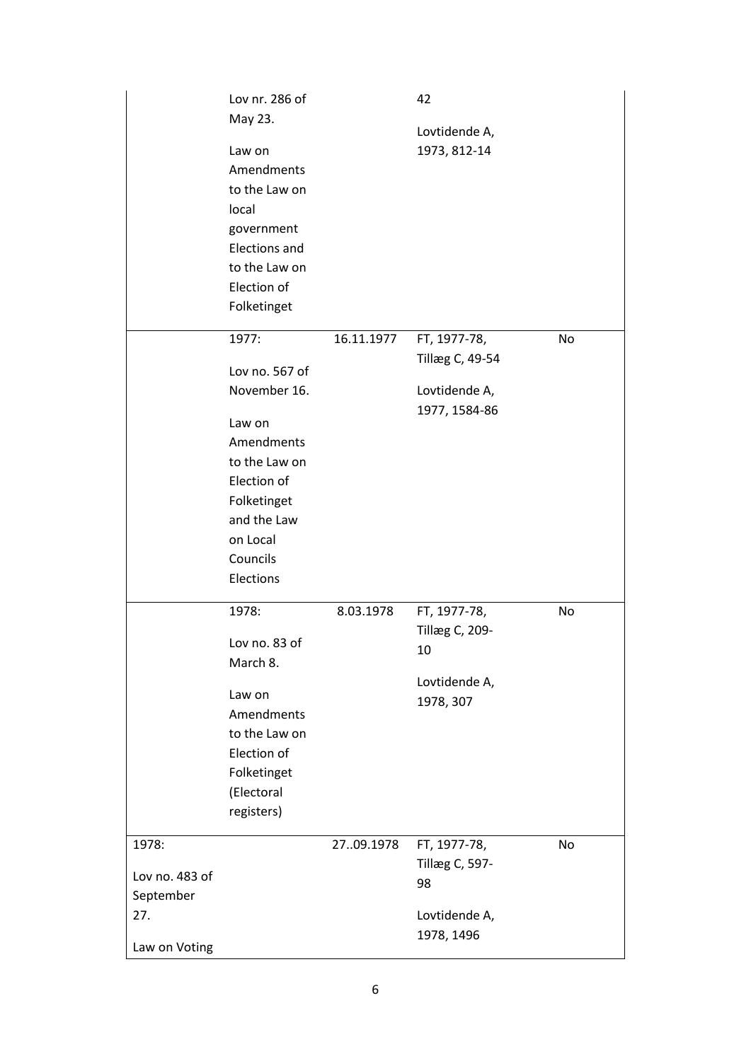| | | | | |
|---|---|---|---|---|
| | Lov nr. 286 of May 23. Law on Amendments to the Law on local government Elections and to the Law on Election of Folketinget | | 42 Lovtidende A, 1973, 812-14 | |
| | 1977: Lov no. 567 of November 16. Law on Amendments to the Law on Election of Folketinget and the Law on Local Councils Elections | 16.11.1977 | FT, 1977-78, Tillæg C, 49-54 Lovtidende A, 1977, 1584-86 | No |
| | 1978: Lov no. 83 of March 8. Law on Amendments to the Law on Election of Folketinget (Electoral registers) | 8.03.1978 | FT, 1977-78, Tillæg C, 209-10 Lovtidende A, 1978, 307 | No |
| 1978: Lov no. 483 of September 27. Law on Voting | | 27..09.1978 | FT, 1977-78, Tillæg C, 597-98 Lovtidende A, 1978, 1496 | No |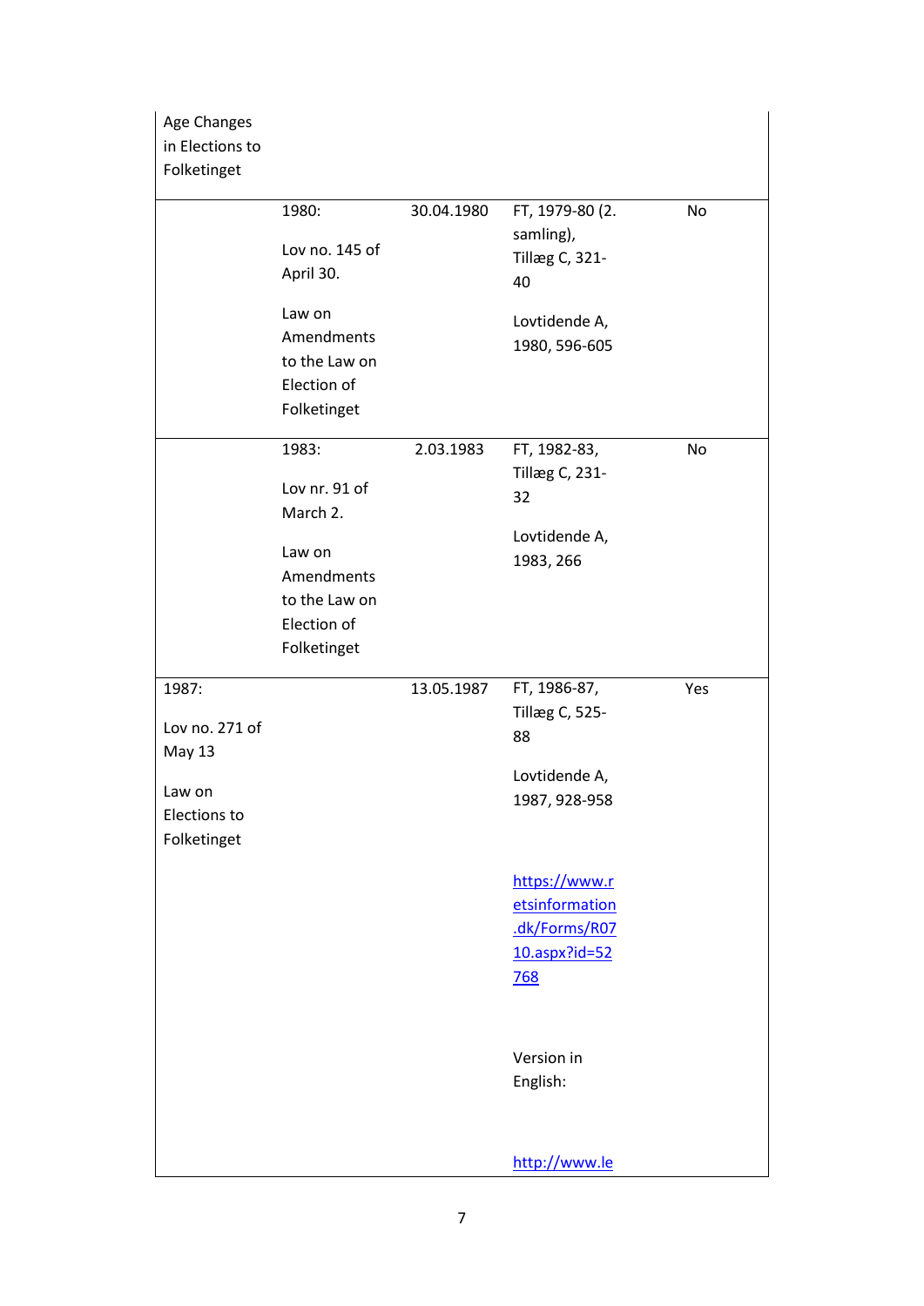| Age Changes in Elections to Folketinget | | | | |
|---|---|---|---|---|
| | 1980: Lov no. 145 of April 30. Law on Amendments to the Law on Election of Folketinget | 30.04.1980 | FT, 1979-80 (2. samling), Tillæg C, 321-40 Lovtidende A, 1980, 596-605 | No |
| | 1983: Lov nr. 91 of March 2. Law on Amendments to the Law on Election of Folketinget | 2.03.1983 | FT, 1982-83, Tillæg C, 231-32 Lovtidende A, 1983, 266 | No |
| 1987: Lov no. 271 of May 13 Law on Elections to Folketinget | | 13.05.1987 | FT, 1986-87, Tillæg C, 525-88 Lovtidende A, 1987, 928-958 [https://www.retsinformation.dk/Forms/R0710.aspx?id=52768](https://www.retsinformation.dk/Forms/R0710.aspx?id=52768) Version in English: [http://www.le](http://www.le) | Yes |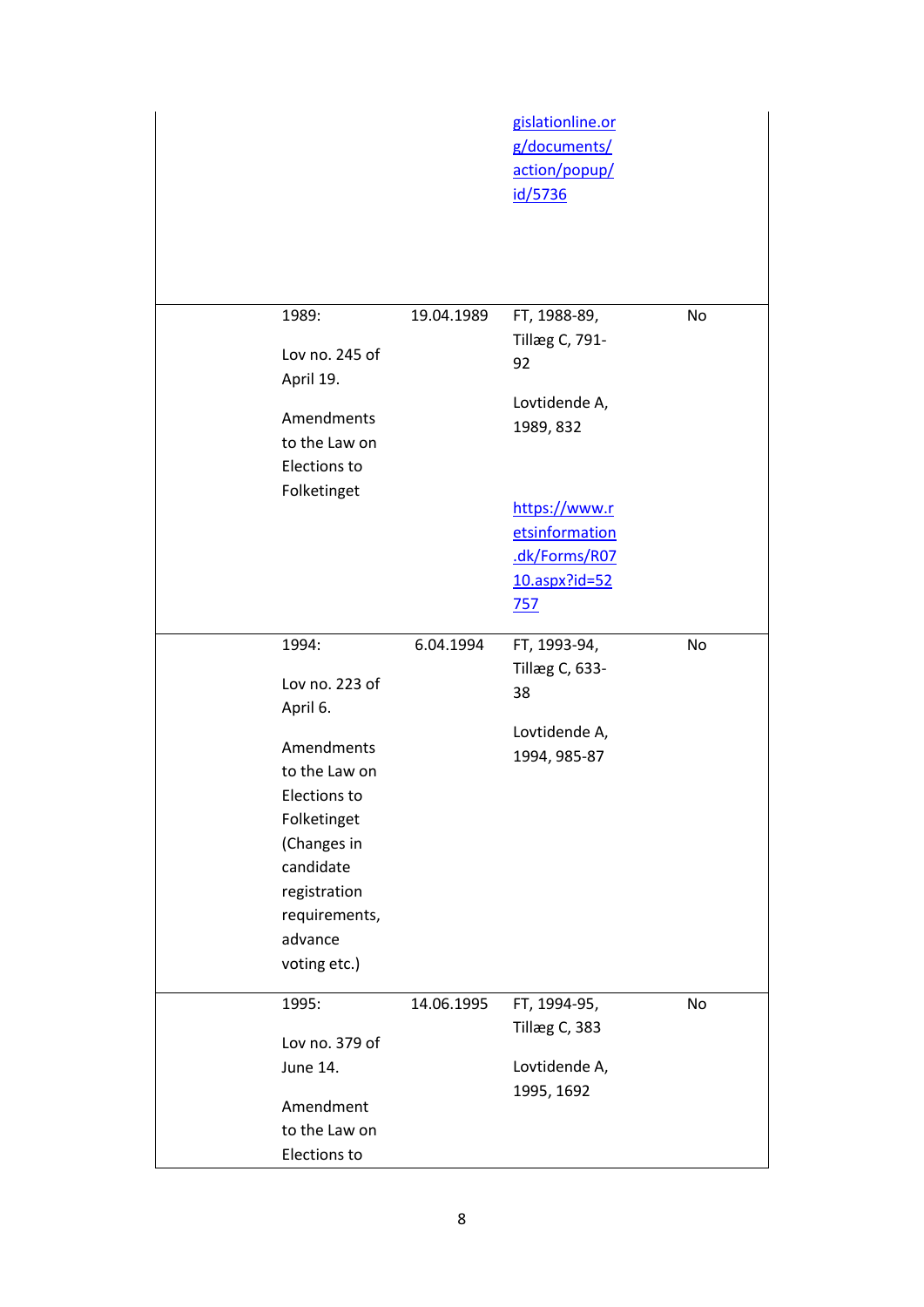| | | | | |
|---|---|---|---|---|
| | | | gislationline.org/documents/action/popup/id/5736 | |
| | 1989:<br><br>Lov no. 245 of April 19.<br><br>Amendments to the Law on Elections to Folketinget | 19.04.1989 | FT, 1988-89, Tillæg C, 791-92<br><br>Lovtidende A, 1989, 832<br><br>https://www.retsinformation.dk/Forms/R0710.aspx?id=52757 | No |
| | 1994:<br><br>Lov no. 223 of April 6.<br><br>Amendments to the Law on Elections to Folketinget (Changes in candidate registration requirements, advance voting etc.) | 6.04.1994 | FT, 1993-94, Tillæg C, 633-38<br><br>Lovtidende A, 1994, 985-87 | No |
| | 1995:<br><br>Lov no. 379 of June 14.<br><br>Amendment to the Law on Elections to | 14.06.1995 | FT, 1994-95, Tillæg C, 383<br><br>Lovtidende A, 1995, 1692 | No |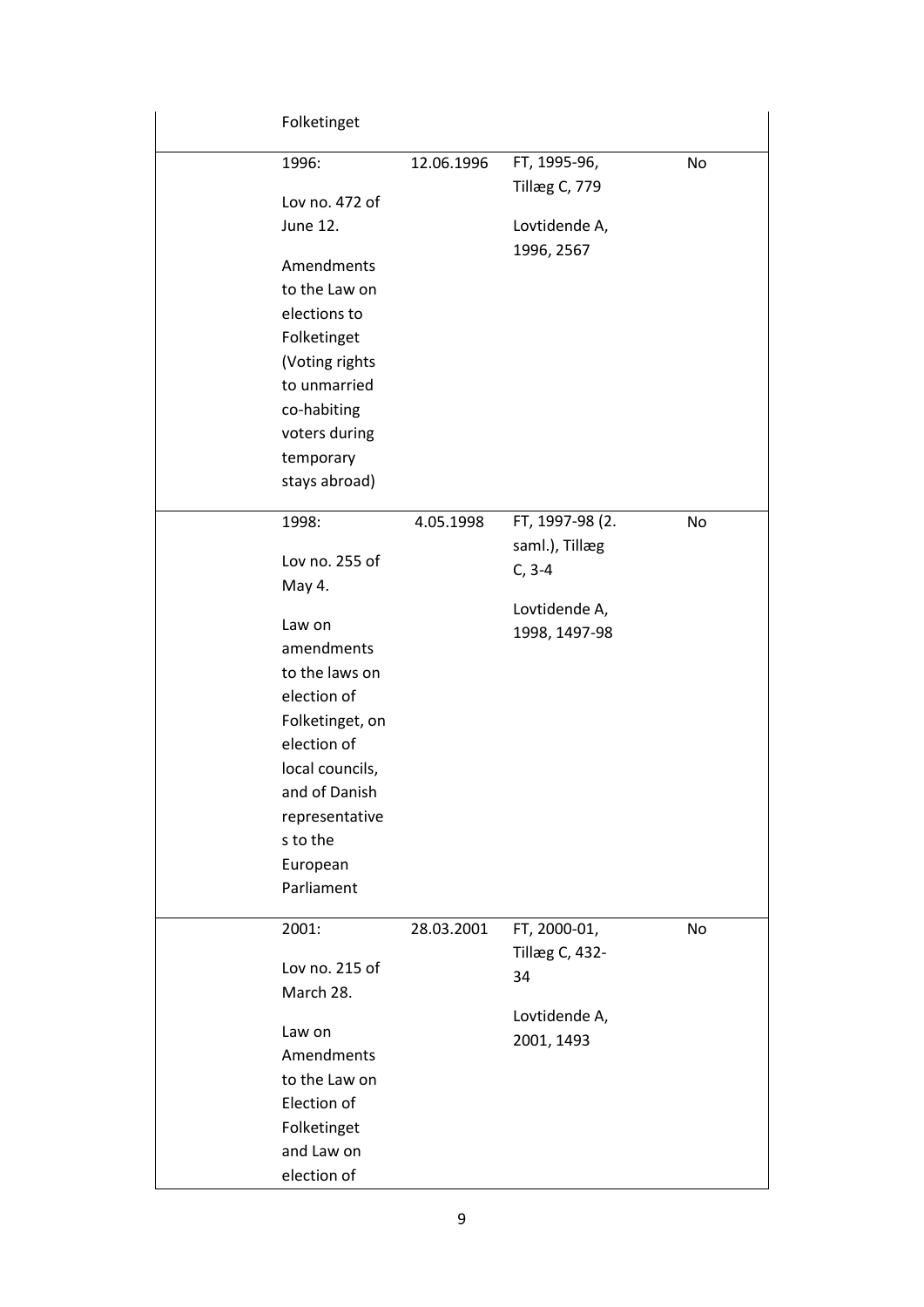| | | | | |
|---|---|---|---|---|
| | Folketinget | | | |
| | 1996: Lov no. 472 of June 12. Amendments to the Law on elections to Folketinget (Voting rights to unmarried co-habiting voters during temporary stays abroad) | 12.06.1996 | FT, 1995-96, Tillæg C, 779 Lovtidende A, 1996, 2567 | No |
| | 1998: Lov no. 255 of May 4. Law on amendments to the laws on election of Folketinget, on election of local councils, and of Danish representatives to the European Parliament | 4.05.1998 | FT, 1997-98 (2. saml.), Tillæg C, 3-4 Lovtidende A, 1998, 1497-98 | No |
| | 2001: Lov no. 215 of March 28. Law on Amendments to the Law on Election of Folketinget and Law on election of | 28.03.2001 | FT, 2000-01, Tillæg C, 432-34 Lovtidende A, 2001, 1493 | No |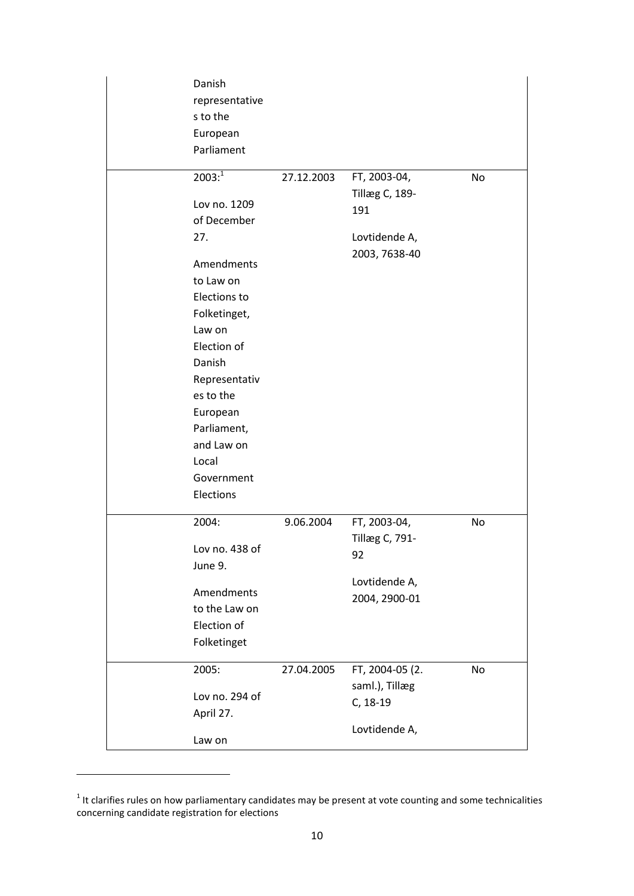| | | | | |
|---|---|---|---|---|
| | Danish representatives to the European Parliament | | | |
| | 2003:[1]<br><br>Lov no. 1209 of December 27.<br><br>Amendments to Law on Elections to Folketinget, Law on Election of Danish Representatives to the European Parliament, and Law on Local Government Elections | 27.12.2003 | FT, 2003-04, Tillæg C, 189-191<br><br>Lovtidende A, 2003, 7638-40 | No |
| | 2004:<br><br>Lov no. 438 of June 9.<br><br>Amendments to the Law on Election of Folketinget | 9.06.2004 | FT, 2003-04, Tillæg C, 791-92<br><br>Lovtidende A, 2004, 2900-01 | No |
| | 2005:<br><br>Lov no. 294 of April 27.<br><br>Law on | 27.04.2005 | FT, 2004-05 (2. saml.), Tillæg C, 18-19<br><br>Lovtidende A, | No |

[1] It clarifies rules on how parliamentary candidates may be present at vote counting and some technicalities concerning candidate registration for elections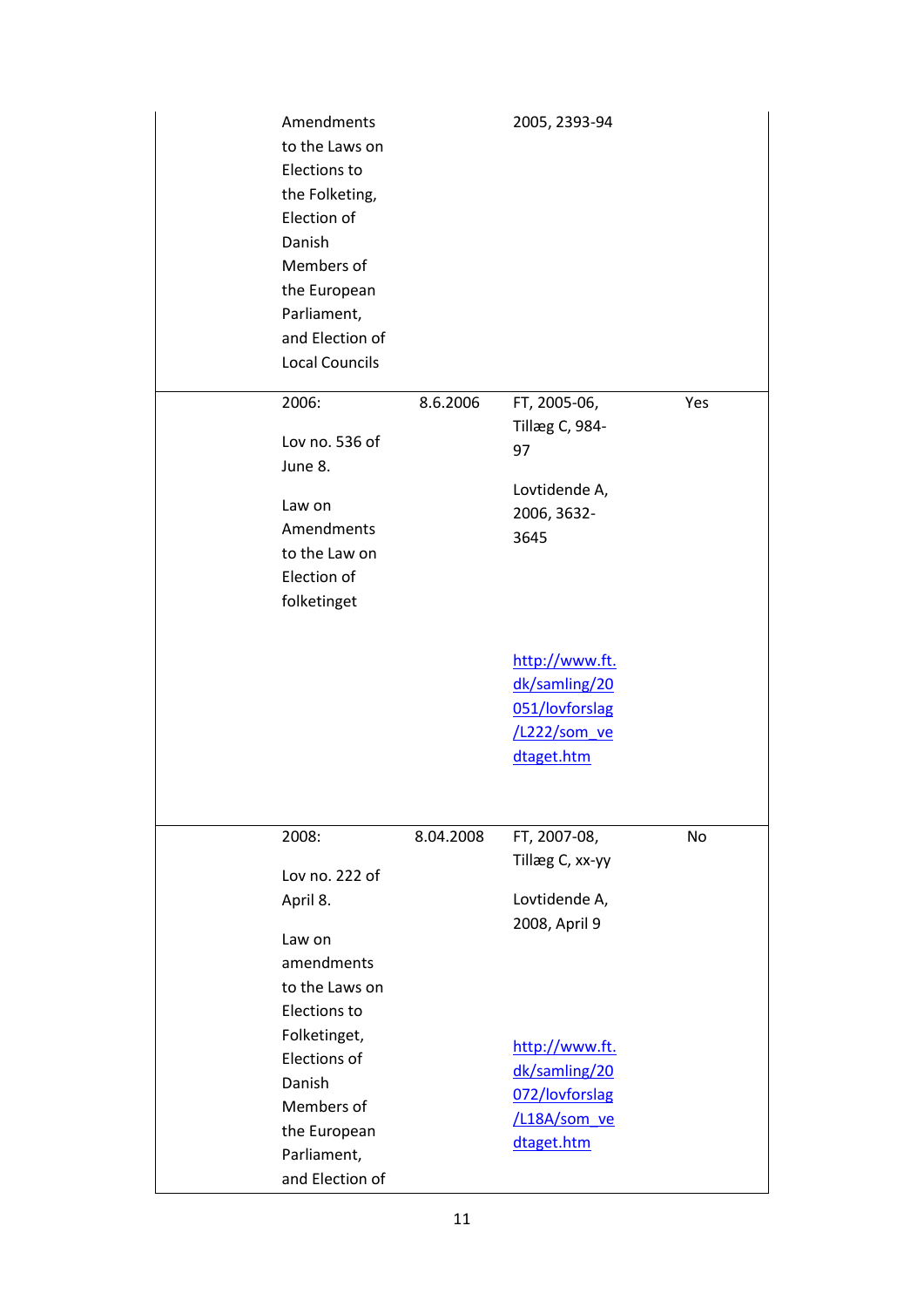| | | | | |
|---|---|---|---|---|
| | Amendments to the Laws on Elections to the Folketing, Election of Danish Members of the European Parliament, and Election of Local Councils | | 2005, 2393-94 | |
| | 2006:<br><br>Lov no. 536 of June 8.<br><br>Law on Amendments to the Law on Election of folketinget | 8.6.2006 | FT, 2005-06, Tillæg C, 984-97<br><br>Lovtidende A, 2006, 3632-3645<br><br>[http://www.ft.dk/samling/20051/lovforslag/L222/som_vedtaget.htm](http://www.ft.dk/samling/20051/lovforslag/L222/som_vedtaget.htm) | Yes |
| | 2008:<br><br>Lov no. 222 of April 8.<br><br>Law on amendments to the Laws on Elections to Folketinget, Elections of Danish Members of the European Parliament, and Election of | 8.04.2008 | FT, 2007-08, Tillæg C, xx-yy<br><br>Lovtidende A, 2008, April 9<br><br>[http://www.ft.dk/samling/20072/lovforslag/L18A/som_vedtaget.htm](http://www.ft.dk/samling/20072/lovforslag/L18A/som_vedtaget.htm) | No |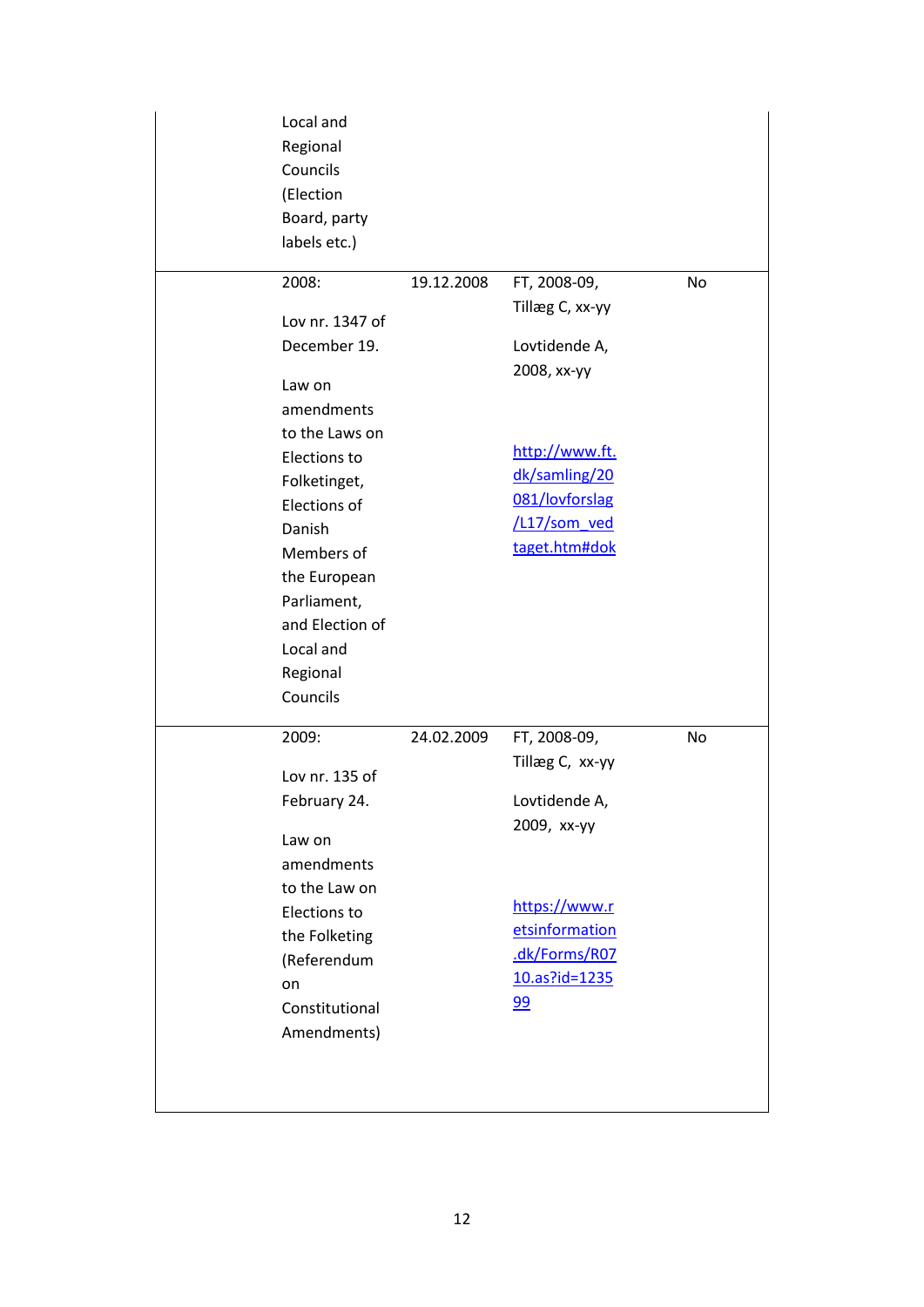| | | | | |
|---|---|---|---|---|
| | Local and Regional Councils (Election Board, party labels etc.) | | | |
| | 2008:<br><br>Lov nr. 1347 of December 19.<br><br>Law on amendments to the Laws on Elections to Folketinget, Elections of Danish Members of the European Parliament, and Election of Local and Regional Councils | 19.12.2008 | FT, 2008-09, Tillæg C, xx-yy<br><br>Lovtidende A, 2008, xx-yy<br><br>http://www.ft.dk/samling/20081/lovforslag/L17/som_vedtaget.htm#dok | No |
| | 2009:<br><br>Lov nr. 135 of February 24.<br><br>Law on amendments to the Law on Elections to the Folketing (Referendum on Constitutional Amendments) | 24.02.2009 | FT, 2008-09, Tillæg C, xx-yy<br><br>Lovtidende A, 2009, xx-yy<br><br>https://www.retsinformation.dk/Forms/R0710.as?id=123599 | No |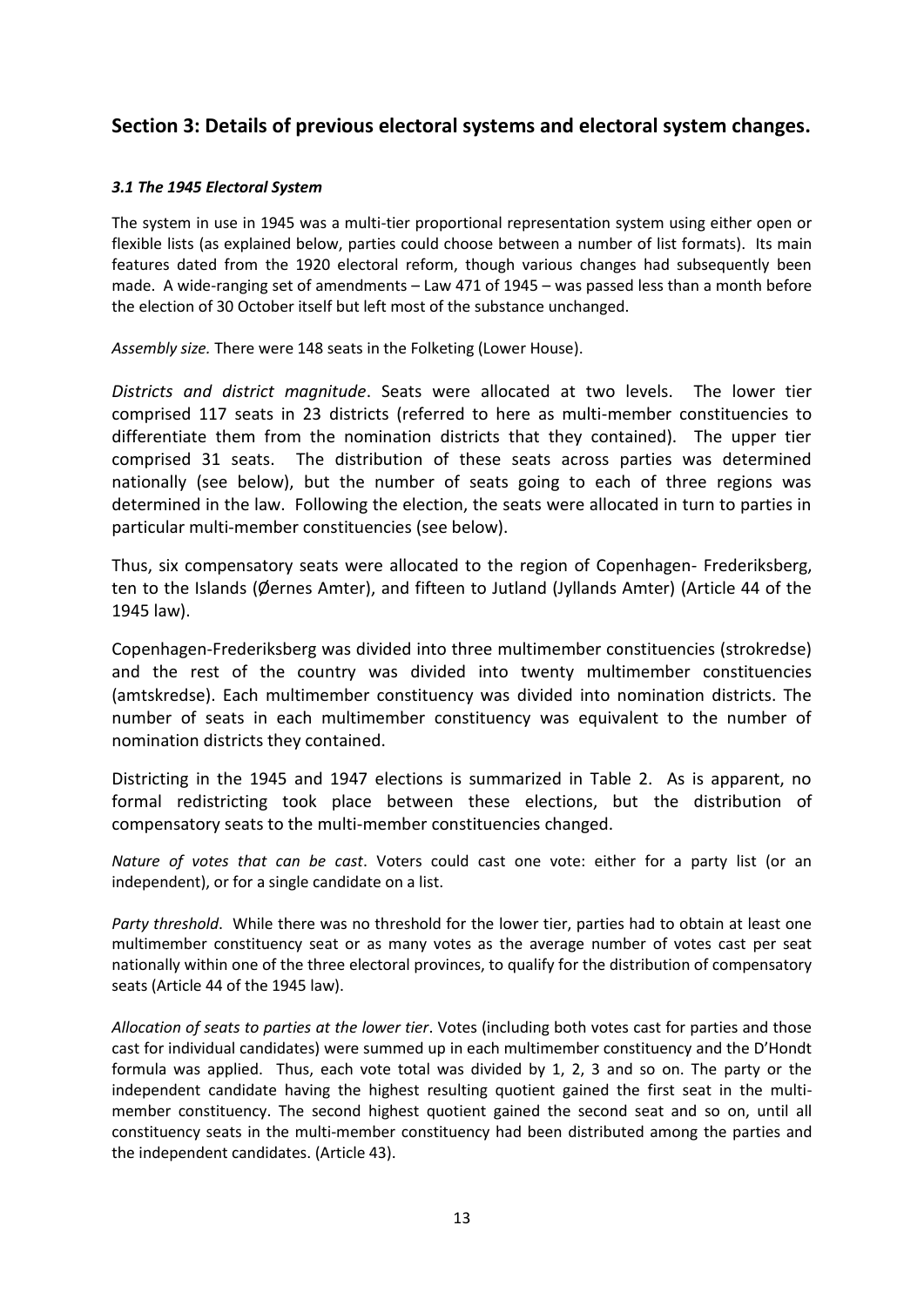## Section 3: Details of previous electoral systems and electoral system changes.

### *3.1 The 1945 Electoral System*

The system in use in 1945 was a multi-tier proportional representation system using either open or flexible lists (as explained below, parties could choose between a number of list formats). Its main features dated from the 1920 electoral reform, though various changes had subsequently been made. A wide-ranging set of amendments – Law 471 of 1945 – was passed less than a month before the election of 30 October itself but left most of the substance unchanged.

*Assembly size.* There were 148 seats in the Folketing (Lower House).

*Districts and district magnitude*. Seats were allocated at two levels. The lower tier comprised 117 seats in 23 districts (referred to here as multi-member constituencies to differentiate them from the nomination districts that they contained). The upper tier comprised 31 seats. The distribution of these seats across parties was determined nationally (see below), but the number of seats going to each of three regions was determined in the law. Following the election, the seats were allocated in turn to parties in particular multi-member constituencies (see below).

Thus, six compensatory seats were allocated to the region of Copenhagen- Frederiksberg, ten to the Islands (Øernes Amter), and fifteen to Jutland (Jyllands Amter) (Article 44 of the 1945 law).

Copenhagen-Frederiksberg was divided into three multimember constituencies (strokredse) and the rest of the country was divided into twenty multimember constituencies (amtskredse). Each multimember constituency was divided into nomination districts. The number of seats in each multimember constituency was equivalent to the number of nomination districts they contained.

Districting in the 1945 and 1947 elections is summarized in Table 2. As is apparent, no formal redistricting took place between these elections, but the distribution of compensatory seats to the multi-member constituencies changed.

*Nature of votes that can be cast*. Voters could cast one vote: either for a party list (or an independent), or for a single candidate on a list.

*Party threshold*. While there was no threshold for the lower tier, parties had to obtain at least one multimember constituency seat or as many votes as the average number of votes cast per seat nationally within one of the three electoral provinces, to qualify for the distribution of compensatory seats (Article 44 of the 1945 law).

*Allocation of seats to parties at the lower tier*. Votes (including both votes cast for parties and those cast for individual candidates) were summed up in each multimember constituency and the D'Hondt formula was applied. Thus, each vote total was divided by 1, 2, 3 and so on. The party or the independent candidate having the highest resulting quotient gained the first seat in the multi-member constituency. The second highest quotient gained the second seat and so on, until all constituency seats in the multi-member constituency had been distributed among the parties and the independent candidates. (Article 43).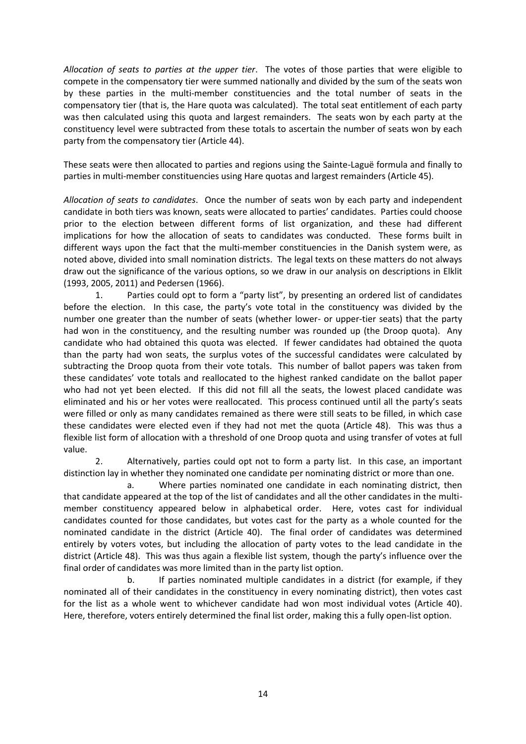*Allocation of seats to parties at the upper tier*. The votes of those parties that were eligible to compete in the compensatory tier were summed nationally and divided by the sum of the seats won by these parties in the multi-member constituencies and the total number of seats in the compensatory tier (that is, the Hare quota was calculated). The total seat entitlement of each party was then calculated using this quota and largest remainders. The seats won by each party at the constituency level were subtracted from these totals to ascertain the number of seats won by each party from the compensatory tier (Article 44).

These seats were then allocated to parties and regions using the Sainte-Laguë formula and finally to parties in multi-member constituencies using Hare quotas and largest remainders (Article 45).

*Allocation of seats to candidates*. Once the number of seats won by each party and independent candidate in both tiers was known, seats were allocated to parties' candidates. Parties could choose prior to the election between different forms of list organization, and these had different implications for how the allocation of seats to candidates was conducted. These forms built in different ways upon the fact that the multi-member constituencies in the Danish system were, as noted above, divided into small nomination districts. The legal texts on these matters do not always draw out the significance of the various options, so we draw in our analysis on descriptions in Elklit (1993, 2005, 2011) and Pedersen (1966).

1. Parties could opt to form a "party list", by presenting an ordered list of candidates before the election. In this case, the party's vote total in the constituency was divided by the number one greater than the number of seats (whether lower- or upper-tier seats) that the party had won in the constituency, and the resulting number was rounded up (the Droop quota). Any candidate who had obtained this quota was elected. If fewer candidates had obtained the quota than the party had won seats, the surplus votes of the successful candidates were calculated by subtracting the Droop quota from their vote totals. This number of ballot papers was taken from these candidates' vote totals and reallocated to the highest ranked candidate on the ballot paper who had not yet been elected. If this did not fill all the seats, the lowest placed candidate was eliminated and his or her votes were reallocated. This process continued until all the party's seats were filled or only as many candidates remained as there were still seats to be filled, in which case these candidates were elected even if they had not met the quota (Article 48). This was thus a flexible list form of allocation with a threshold of one Droop quota and using transfer of votes at full value.

2. Alternatively, parties could opt not to form a party list. In this case, an important distinction lay in whether they nominated one candidate per nominating district or more than one.

   a. Where parties nominated one candidate in each nominating district, then that candidate appeared at the top of the list of candidates and all the other candidates in the multi-member constituency appeared below in alphabetical order. Here, votes cast for individual candidates counted for those candidates, but votes cast for the party as a whole counted for the nominated candidate in the district (Article 40). The final order of candidates was determined entirely by voters votes, but including the allocation of party votes to the lead candidate in the district (Article 48). This was thus again a flexible list system, though the party's influence over the final order of candidates was more limited than in the party list option.

   b. If parties nominated multiple candidates in a district (for example, if they nominated all of their candidates in the constituency in every nominating district), then votes cast for the list as a whole went to whichever candidate had won most individual votes (Article 40). Here, therefore, voters entirely determined the final list order, making this a fully open-list option.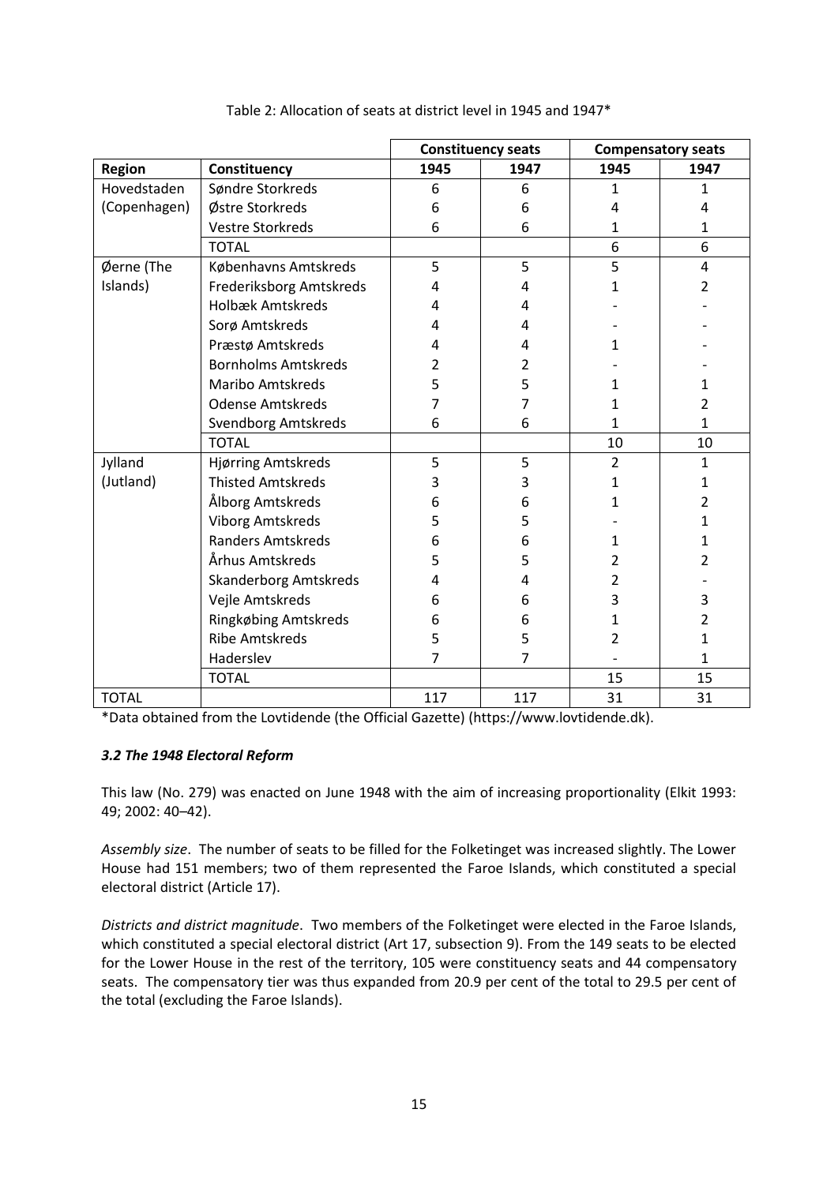Table 2: Allocation of seats at district level in 1945 and 1947*

| | | Constituency seats | | Compensatory seats | |
|---|---|---|---|---|---|
| Region | Constituency | 1945 | 1947 | 1945 | 1947 |
| Hovedstaden (Copenhagen) | Søndre Storkreds | 6 | 6 | 1 | 1 |
| | Østre Storkreds | 6 | 6 | 4 | 4 |
| | Vestre Storkreds | 6 | 6 | 1 | 1 |
| | TOTAL | | | 6 | 6 |
| Øerne (The Islands) | Københavns Amtskreds | 5 | 5 | 5 | 4 |
| | Frederiksborg Amtskreds | 4 | 4 | 1 | 2 |
| | Holbæk Amtskreds | 4 | 4 | - | - |
| | Sorø Amtskreds | 4 | 4 | - | - |
| | Præstø Amtskreds | 4 | 4 | 1 | - |
| | Bornholms Amtskreds | 2 | 2 | - | - |
| | Maribo Amtskreds | 5 | 5 | 1 | 1 |
| | Odense Amtskreds | 7 | 7 | 1 | 2 |
| | Svendborg Amtskreds | 6 | 6 | 1 | 1 |
| | TOTAL | | | 10 | 10 |
| Jylland (Jutland) | Hjørring Amtskreds | 5 | 5 | 2 | 1 |
| | Thisted Amtskreds | 3 | 3 | 1 | 1 |
| | Ålborg Amtskreds | 6 | 6 | 1 | 2 |
| | Viborg Amtskreds | 5 | 5 | - | 1 |
| | Randers Amtskreds | 6 | 6 | 1 | 1 |
| | Århus Amtskreds | 5 | 5 | 2 | 2 |
| | Skanderborg Amtskreds | 4 | 4 | 2 | - |
| | Vejle Amtskreds | 6 | 6 | 3 | 3 |
| | Ringkøbing Amtskreds | 6 | 6 | 1 | 2 |
| | Ribe Amtskreds | 5 | 5 | 2 | 1 |
| | Haderslev | 7 | 7 | - | 1 |
| | TOTAL | | | 15 | 15 |
| TOTAL | | 117 | 117 | 31 | 31 |

*Data obtained from the Lovtidende (the Official Gazette) (https://www.lovtidende.dk).

### *3.2 The 1948 Electoral Reform*

This law (No. 279) was enacted on June 1948 with the aim of increasing proportionality (Elkit 1993: 49; 2002: 40–42).

*Assembly size*. The number of seats to be filled for the Folketinget was increased slightly. The Lower House had 151 members; two of them represented the Faroe Islands, which constituted a special electoral district (Article 17).

*Districts and district magnitude*. Two members of the Folketinget were elected in the Faroe Islands, which constituted a special electoral district (Art 17, subsection 9). From the 149 seats to be elected for the Lower House in the rest of the territory, 105 were constituency seats and 44 compensatory seats. The compensatory tier was thus expanded from 20.9 per cent of the total to 29.5 per cent of the total (excluding the Faroe Islands).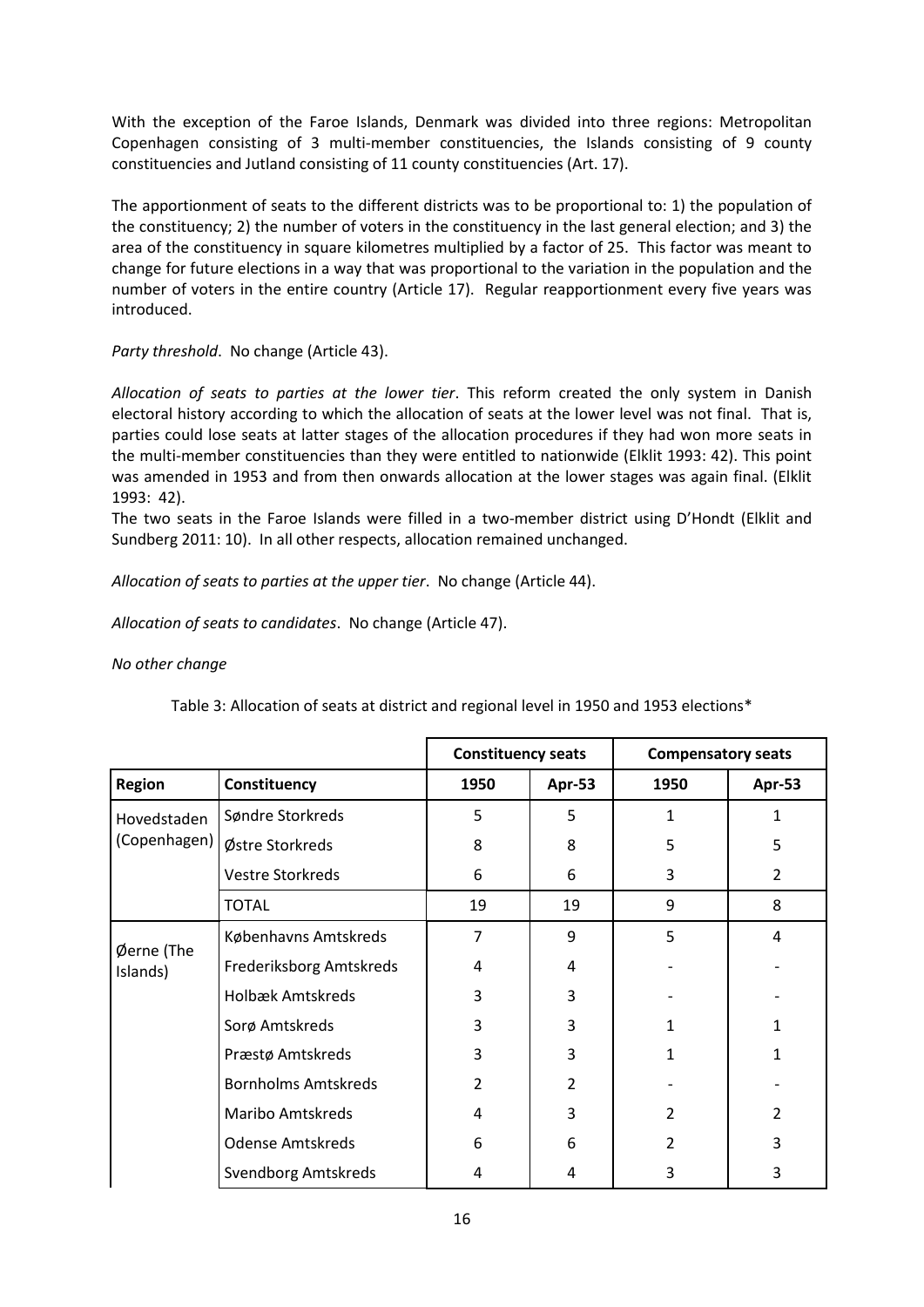With the exception of the Faroe Islands, Denmark was divided into three regions: Metropolitan Copenhagen consisting of 3 multi-member constituencies, the Islands consisting of 9 county constituencies and Jutland consisting of 11 county constituencies (Art. 17).

The apportionment of seats to the different districts was to be proportional to: 1) the population of the constituency; 2) the number of voters in the constituency in the last general election; and 3) the area of the constituency in square kilometres multiplied by a factor of 25. This factor was meant to change for future elections in a way that was proportional to the variation in the population and the number of voters in the entire country (Article 17). Regular reapportionment every five years was introduced.

*Party threshold*. No change (Article 43).

*Allocation of seats to parties at the lower tier*. This reform created the only system in Danish electoral history according to which the allocation of seats at the lower level was not final. That is, parties could lose seats at latter stages of the allocation procedures if they had won more seats in the multi-member constituencies than they were entitled to nationwide (Elklit 1993: 42). This point was amended in 1953 and from then onwards allocation at the lower stages was again final. (Elklit 1993: 42).

The two seats in the Faroe Islands were filled in a two-member district using D'Hondt (Elklit and Sundberg 2011: 10). In all other respects, allocation remained unchanged.

*Allocation of seats to parties at the upper tier*. No change (Article 44).

*Allocation of seats to candidates*. No change (Article 47).

*No other change*

Table 3: Allocation of seats at district and regional level in 1950 and 1953 elections*

| | | Constituency seats | | Compensatory seats | |
|---|---|---|---|---|---|
| **Region** | **Constituency** | **1950** | **Apr-53** | **1950** | **Apr-53** |
| Hovedstaden (Copenhagen) | Søndre Storkreds | 5 | 5 | 1 | 1 |
| | Østre Storkreds | 8 | 8 | 5 | 5 |
| | Vestre Storkreds | 6 | 6 | 3 | 2 |
| | TOTAL | 19 | 19 | 9 | 8 |
| Øerne (The Islands) | Københavns Amtskreds | 7 | 9 | 5 | 4 |
| | Frederiksborg Amtskreds | 4 | 4 | - | - |
| | Holbæk Amtskreds | 3 | 3 | - | - |
| | Sorø Amtskreds | 3 | 3 | 1 | 1 |
| | Præstø Amtskreds | 3 | 3 | 1 | 1 |
| | Bornholms Amtskreds | 2 | 2 | - | - |
| | Maribo Amtskreds | 4 | 3 | 2 | 2 |
| | Odense Amtskreds | 6 | 6 | 2 | 3 |
| | Svendborg Amtskreds | 4 | 4 | 3 | 3 |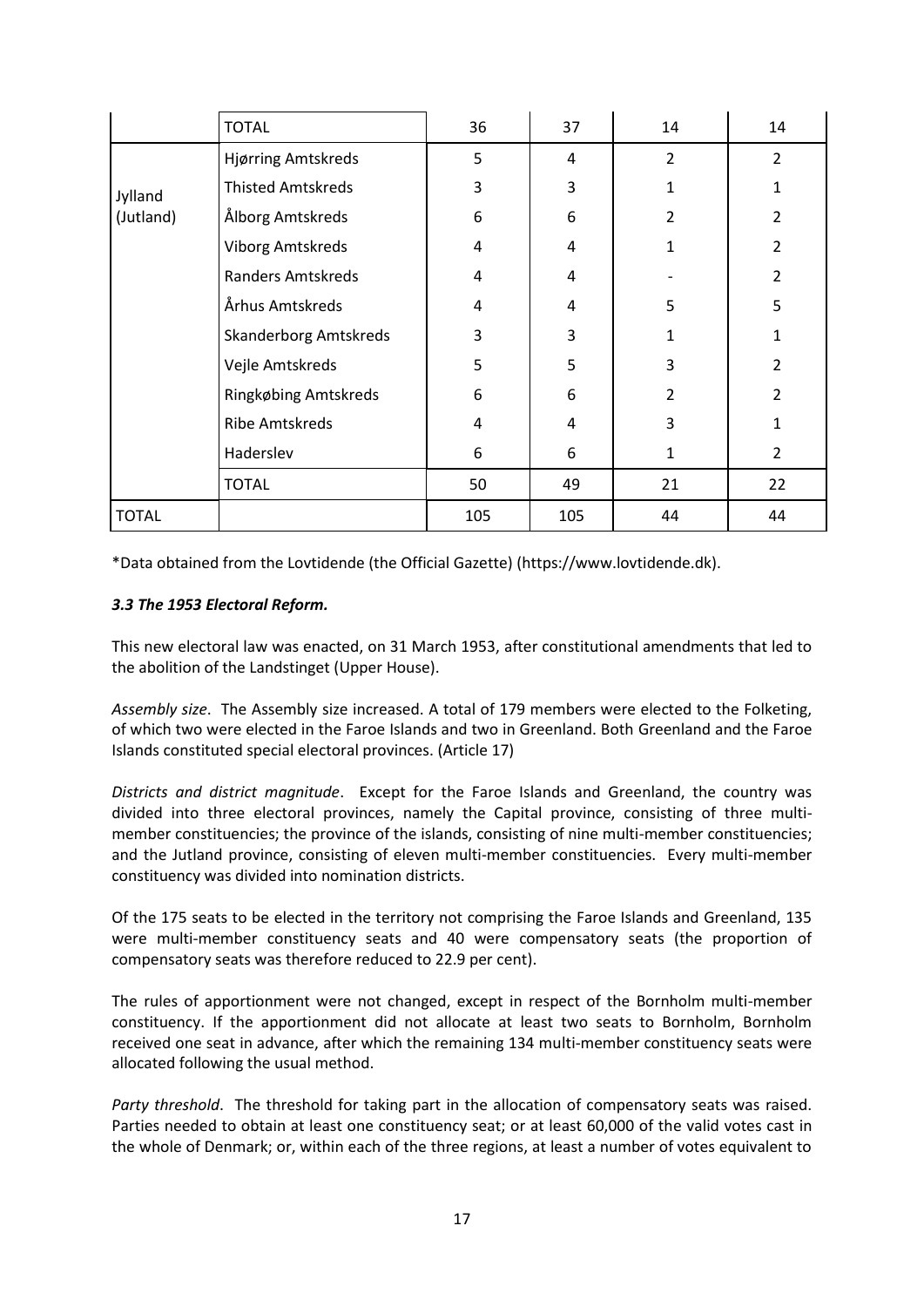| | TOTAL | 36 | 37 | 14 | 14 |
|---|---|---|---|---|---|
| Jylland (Jutland) | Hjørring Amtskreds | 5 | 4 | 2 | 2 |
| | Thisted Amtskreds | 3 | 3 | 1 | 1 |
| | Ålborg Amtskreds | 6 | 6 | 2 | 2 |
| | Viborg Amtskreds | 4 | 4 | 1 | 2 |
| | Randers Amtskreds | 4 | 4 | - | 2 |
| | Århus Amtskreds | 4 | 4 | 5 | 5 |
| | Skanderborg Amtskreds | 3 | 3 | 1 | 1 |
| | Vejle Amtskreds | 5 | 5 | 3 | 2 |
| | Ringkøbing Amtskreds | 6 | 6 | 2 | 2 |
| | Ribe Amtskreds | 4 | 4 | 3 | 1 |
| | Haderslev | 6 | 6 | 1 | 2 |
| | TOTAL | 50 | 49 | 21 | 22 |
| TOTAL | | 105 | 105 | 44 | 44 |

*Data obtained from the Lovtidende (the Official Gazette) (https://www.lovtidende.dk).

### *3.3 The 1953 Electoral Reform.*

This new electoral law was enacted, on 31 March 1953, after constitutional amendments that led to the abolition of the Landstinget (Upper House).

*Assembly size*. The Assembly size increased. A total of 179 members were elected to the Folketing, of which two were elected in the Faroe Islands and two in Greenland. Both Greenland and the Faroe Islands constituted special electoral provinces. (Article 17)

*Districts and district magnitude*. Except for the Faroe Islands and Greenland, the country was divided into three electoral provinces, namely the Capital province, consisting of three multi-member constituencies; the province of the islands, consisting of nine multi-member constituencies; and the Jutland province, consisting of eleven multi-member constituencies. Every multi-member constituency was divided into nomination districts.

Of the 175 seats to be elected in the territory not comprising the Faroe Islands and Greenland, 135 were multi-member constituency seats and 40 were compensatory seats (the proportion of compensatory seats was therefore reduced to 22.9 per cent).

The rules of apportionment were not changed, except in respect of the Bornholm multi-member constituency. If the apportionment did not allocate at least two seats to Bornholm, Bornholm received one seat in advance, after which the remaining 134 multi-member constituency seats were allocated following the usual method.

*Party threshold*. The threshold for taking part in the allocation of compensatory seats was raised. Parties needed to obtain at least one constituency seat; or at least 60,000 of the valid votes cast in the whole of Denmark; or, within each of the three regions, at least a number of votes equivalent to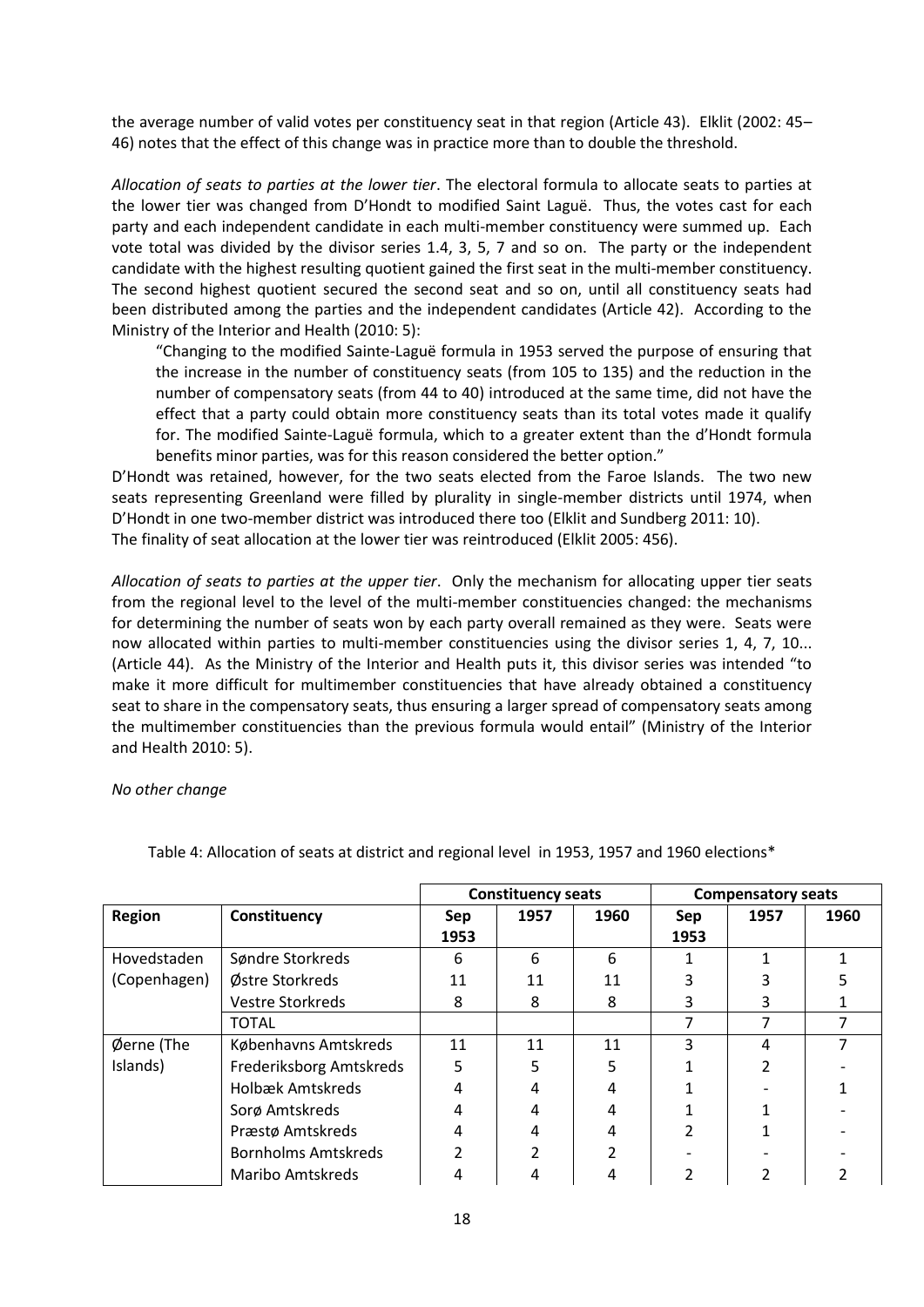the average number of valid votes per constituency seat in that region (Article 43). Elklit (2002: 45–46) notes that the effect of this change was in practice more than to double the threshold.

*Allocation of seats to parties at the lower tier*. The electoral formula to allocate seats to parties at the lower tier was changed from D'Hondt to modified Saint Laguë. Thus, the votes cast for each party and each independent candidate in each multi-member constituency were summed up. Each vote total was divided by the divisor series 1.4, 3, 5, 7 and so on. The party or the independent candidate with the highest resulting quotient gained the first seat in the multi-member constituency. The second highest quotient secured the second seat and so on, until all constituency seats had been distributed among the parties and the independent candidates (Article 42). According to the Ministry of the Interior and Health (2010: 5):

> "Changing to the modified Sainte-Laguë formula in 1953 served the purpose of ensuring that the increase in the number of constituency seats (from 105 to 135) and the reduction in the number of compensatory seats (from 44 to 40) introduced at the same time, did not have the effect that a party could obtain more constituency seats than its total votes made it qualify for. The modified Sainte-Laguë formula, which to a greater extent than the d'Hondt formula benefits minor parties, was for this reason considered the better option."

D'Hondt was retained, however, for the two seats elected from the Faroe Islands. The two new seats representing Greenland were filled by plurality in single-member districts until 1974, when D'Hondt in one two-member district was introduced there too (Elklit and Sundberg 2011: 10).
The finality of seat allocation at the lower tier was reintroduced (Elklit 2005: 456).

*Allocation of seats to parties at the upper tier*. Only the mechanism for allocating upper tier seats from the regional level to the level of the multi-member constituencies changed: the mechanisms for determining the number of seats won by each party overall remained as they were. Seats were now allocated within parties to multi-member constituencies using the divisor series 1, 4, 7, 10... (Article 44). As the Ministry of the Interior and Health puts it, this divisor series was intended "to make it more difficult for multimember constituencies that have already obtained a constituency seat to share in the compensatory seats, thus ensuring a larger spread of compensatory seats among the multimember constituencies than the previous formula would entail" (Ministry of the Interior and Health 2010: 5).

*No other change*

Table 4: Allocation of seats at district and regional level in 1953, 1957 and 1960 elections*

| | | Constituency seats | | | Compensatory seats | | |
|---|---|---|---|---|---|---|---|
| **Region** | **Constituency** | **Sep 1953** | **1957** | **1960** | **Sep 1953** | **1957** | **1960** |
| Hovedstaden (Copenhagen) | Søndre Storkreds | 6 | 6 | 6 | 1 | 1 | 1 |
| | Østre Storkreds | 11 | 11 | 11 | 3 | 3 | 5 |
| | Vestre Storkreds | 8 | 8 | 8 | 3 | 3 | 1 |
| | TOTAL | | | | 7 | 7 | 7 |
| Øerne (The Islands) | Københavns Amtskreds | 11 | 11 | 11 | 3 | 4 | 7 |
| | Frederiksborg Amtskreds | 5 | 5 | 5 | 1 | 2 | - |
| | Holbæk Amtskreds | 4 | 4 | 4 | 1 | - | 1 |
| | Sorø Amtskreds | 4 | 4 | 4 | 1 | 1 | - |
| | Præstø Amtskreds | 4 | 4 | 4 | 2 | 1 | - |
| | Bornholms Amtskreds | 2 | 2 | 2 | - | - | - |
| | Maribo Amtskreds | 4 | 4 | 4 | 2 | 2 | 2 |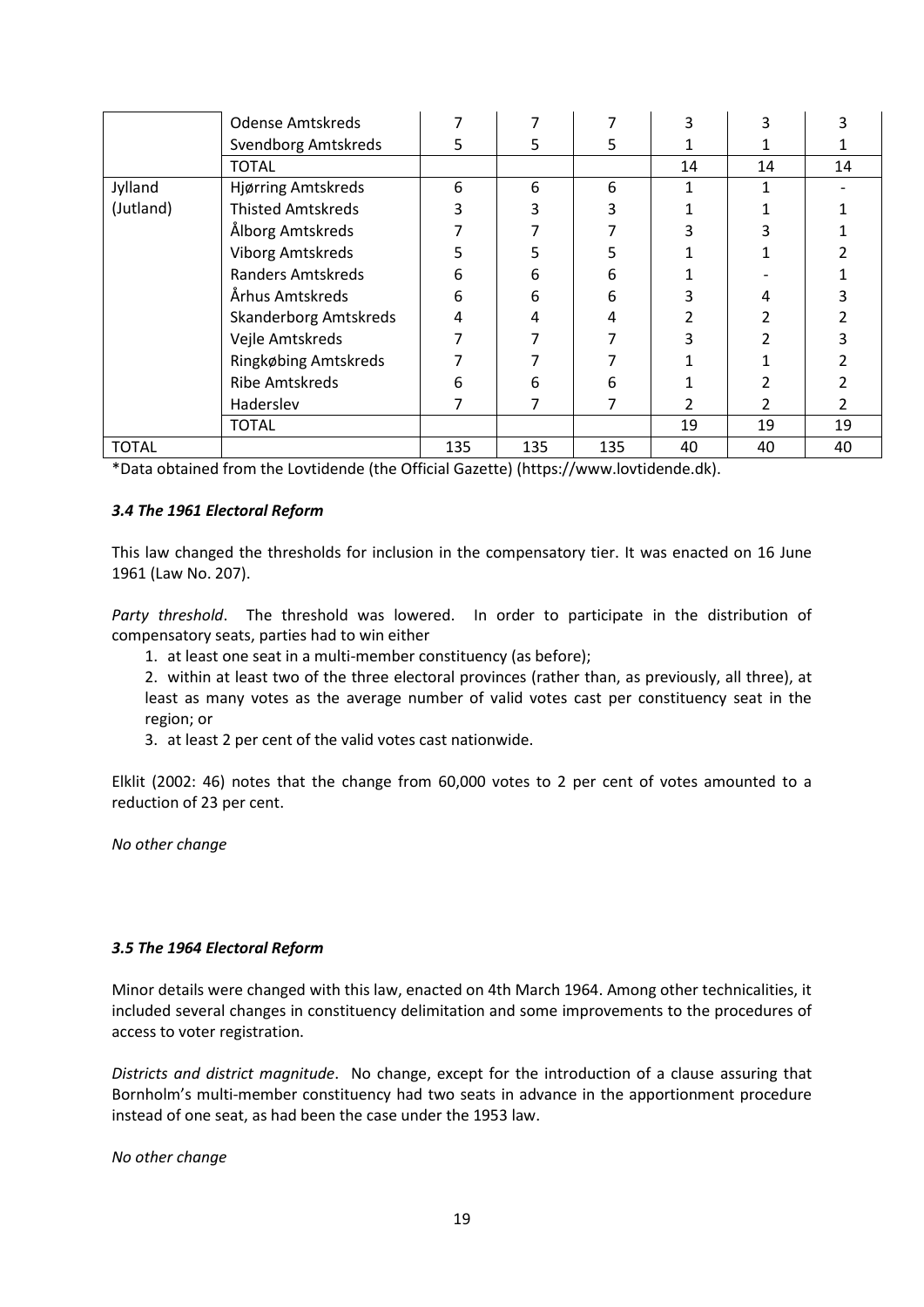|  | Odense Amtskreds | 7 | 7 | 7 | 3 | 3 | 3 |
|---|---|---|---|---|---|---|---|
|  | Svendborg Amtskreds | 5 | 5 | 5 | 1 | 1 | 1 |
|  | TOTAL |  |  |  | 14 | 14 | 14 |
| Jylland (Jutland) | Hjørring Amtskreds | 6 | 6 | 6 | 1 | 1 | - |
|  | Thisted Amtskreds | 3 | 3 | 3 | 1 | 1 | 1 |
|  | Ålborg Amtskreds | 7 | 7 | 7 | 3 | 3 | 1 |
|  | Viborg Amtskreds | 5 | 5 | 5 | 1 | 1 | 2 |
|  | Randers Amtskreds | 6 | 6 | 6 | 1 | - | 1 |
|  | Århus Amtskreds | 6 | 6 | 6 | 3 | 4 | 3 |
|  | Skanderborg Amtskreds | 4 | 4 | 4 | 2 | 2 | 2 |
|  | Vejle Amtskreds | 7 | 7 | 7 | 3 | 2 | 3 |
|  | Ringkøbing Amtskreds | 7 | 7 | 7 | 1 | 1 | 2 |
|  | Ribe Amtskreds | 6 | 6 | 6 | 1 | 2 | 2 |
|  | Haderslev | 7 | 7 | 7 | 2 | 2 | 2 |
|  | TOTAL |  |  |  | 19 | 19 | 19 |
| TOTAL |  | 135 | 135 | 135 | 40 | 40 | 40 |

*Data obtained from the Lovtidende (the Official Gazette) (https://www.lovtidende.dk).

### *3.4 The 1961 Electoral Reform*

This law changed the thresholds for inclusion in the compensatory tier. It was enacted on 16 June 1961 (Law No. 207).

*Party threshold*. The threshold was lowered. In order to participate in the distribution of compensatory seats, parties had to win either

1. at least one seat in a multi-member constituency (as before);
2. within at least two of the three electoral provinces (rather than, as previously, all three), at least as many votes as the average number of valid votes cast per constituency seat in the region; or
3. at least 2 per cent of the valid votes cast nationwide.

Elklit (2002: 46) notes that the change from 60,000 votes to 2 per cent of votes amounted to a reduction of 23 per cent.

*No other change*

### *3.5 The 1964 Electoral Reform*

Minor details were changed with this law, enacted on 4th March 1964. Among other technicalities, it included several changes in constituency delimitation and some improvements to the procedures of access to voter registration.

*Districts and district magnitude*. No change, except for the introduction of a clause assuring that Bornholm's multi-member constituency had two seats in advance in the apportionment procedure instead of one seat, as had been the case under the 1953 law.

*No other change*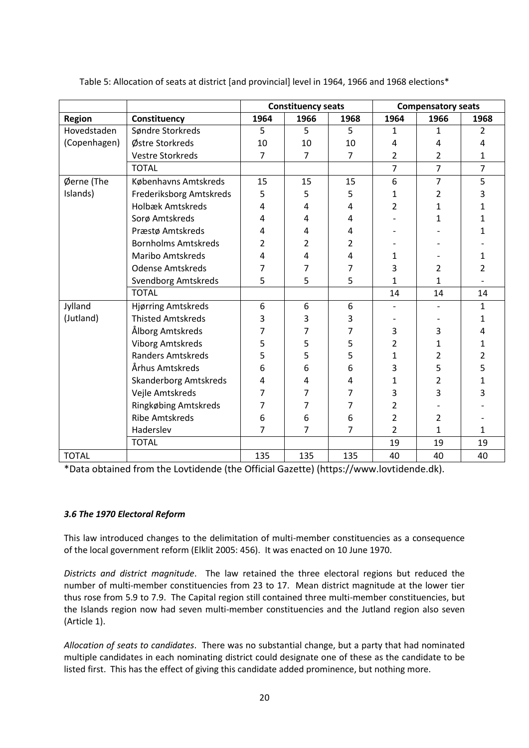Table 5: Allocation of seats at district [and provincial] level in 1964, 1966 and 1968 elections*

| | | Constituency seats | | | Compensatory seats | | |
|---|---|---|---|---|---|---|---|
| **Region** | **Constituency** | **1964** | **1966** | **1968** | **1964** | **1966** | **1968** |
| Hovedstaden (Copenhagen) | Søndre Storkreds | 5 | 5 | 5 | 1 | 1 | 2 |
| | Østre Storkreds | 10 | 10 | 10 | 4 | 4 | 4 |
| | Vestre Storkreds | 7 | 7 | 7 | 2 | 2 | 1 |
| | TOTAL | | | | 7 | 7 | 7 |
| Øerne (The Islands) | Københavns Amtskreds | 15 | 15 | 15 | 6 | 7 | 5 |
| | Frederiksborg Amtskreds | 5 | 5 | 5 | 1 | 2 | 3 |
| | Holbæk Amtskreds | 4 | 4 | 4 | 2 | 1 | 1 |
| | Sorø Amtskreds | 4 | 4 | 4 | - | 1 | 1 |
| | Præstø Amtskreds | 4 | 4 | 4 | - | - | 1 |
| | Bornholms Amtskreds | 2 | 2 | 2 | - | - | - |
| | Maribo Amtskreds | 4 | 4 | 4 | 1 | - | 1 |
| | Odense Amtskreds | 7 | 7 | 7 | 3 | 2 | 2 |
| | Svendborg Amtskreds | 5 | 5 | 5 | 1 | 1 | - |
| | TOTAL | | | | 14 | 14 | 14 |
| Jylland (Jutland) | Hjørring Amtskreds | 6 | 6 | 6 | - | - | 1 |
| | Thisted Amtskreds | 3 | 3 | 3 | - | - | 1 |
| | Ålborg Amtskreds | 7 | 7 | 7 | 3 | 3 | 4 |
| | Viborg Amtskreds | 5 | 5 | 5 | 2 | 1 | 1 |
| | Randers Amtskreds | 5 | 5 | 5 | 1 | 2 | 2 |
| | Århus Amtskreds | 6 | 6 | 6 | 3 | 5 | 5 |
| | Skanderborg Amtskreds | 4 | 4 | 4 | 1 | 2 | 1 |
| | Vejle Amtskreds | 7 | 7 | 7 | 3 | 3 | 3 |
| | Ringkøbing Amtskreds | 7 | 7 | 7 | 2 | - | - |
| | Ribe Amtskreds | 6 | 6 | 6 | 2 | 2 | - |
| | Haderslev | 7 | 7 | 7 | 2 | 1 | 1 |
| | TOTAL | | | | 19 | 19 | 19 |
| TOTAL | | 135 | 135 | 135 | 40 | 40 | 40 |

*Data obtained from the Lovtidende (the Official Gazette) (https://www.lovtidende.dk).

### *3.6 The 1970 Electoral Reform*

This law introduced changes to the delimitation of multi-member constituencies as a consequence of the local government reform (Elklit 2005: 456). It was enacted on 10 June 1970.

*Districts and district magnitude*. The law retained the three electoral regions but reduced the number of multi-member constituencies from 23 to 17. Mean district magnitude at the lower tier thus rose from 5.9 to 7.9. The Capital region still contained three multi-member constituencies, but the Islands region now had seven multi-member constituencies and the Jutland region also seven (Article 1).

*Allocation of seats to candidates*. There was no substantial change, but a party that had nominated multiple candidates in each nominating district could designate one of these as the candidate to be listed first. This has the effect of giving this candidate added prominence, but nothing more.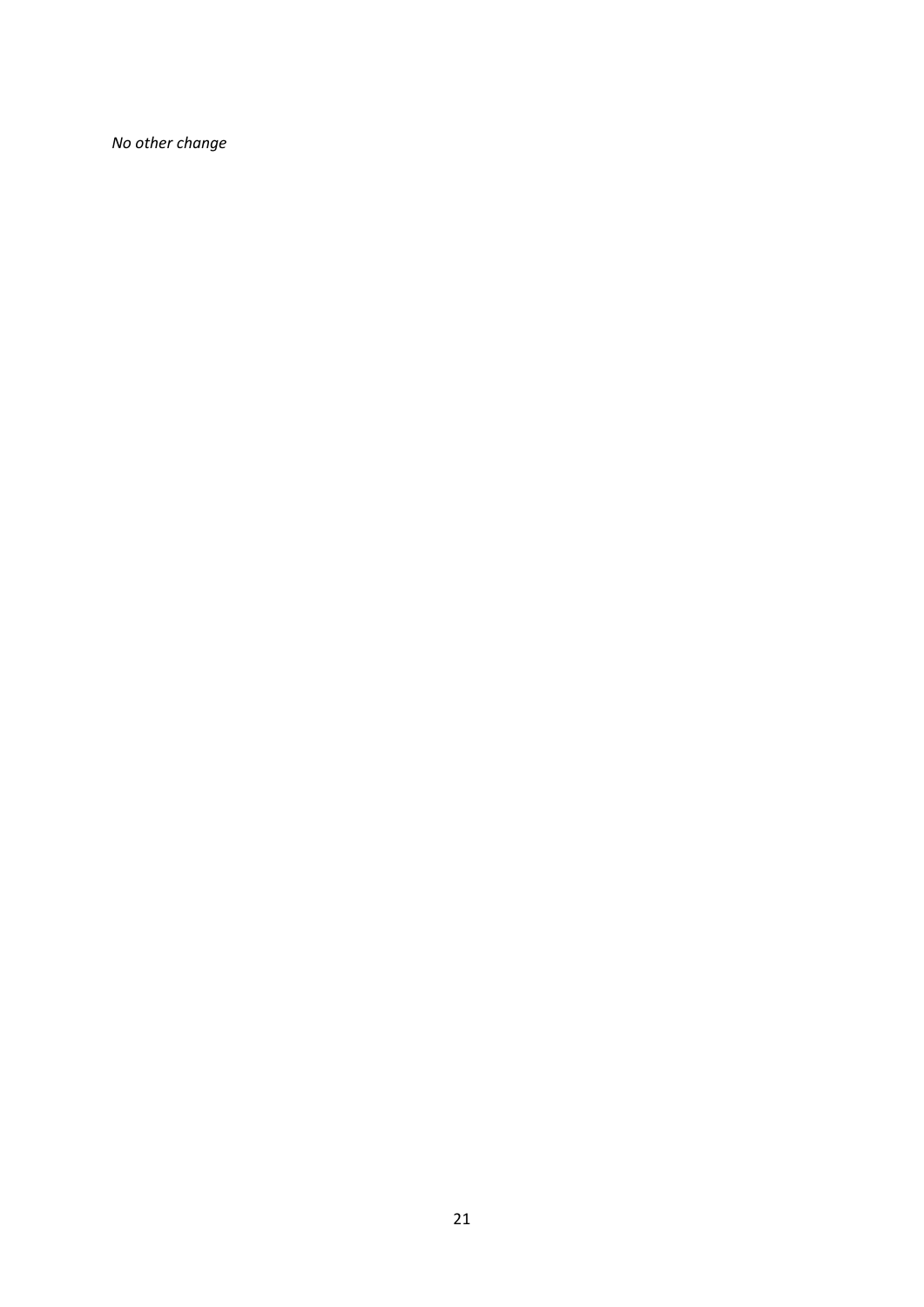*No other change*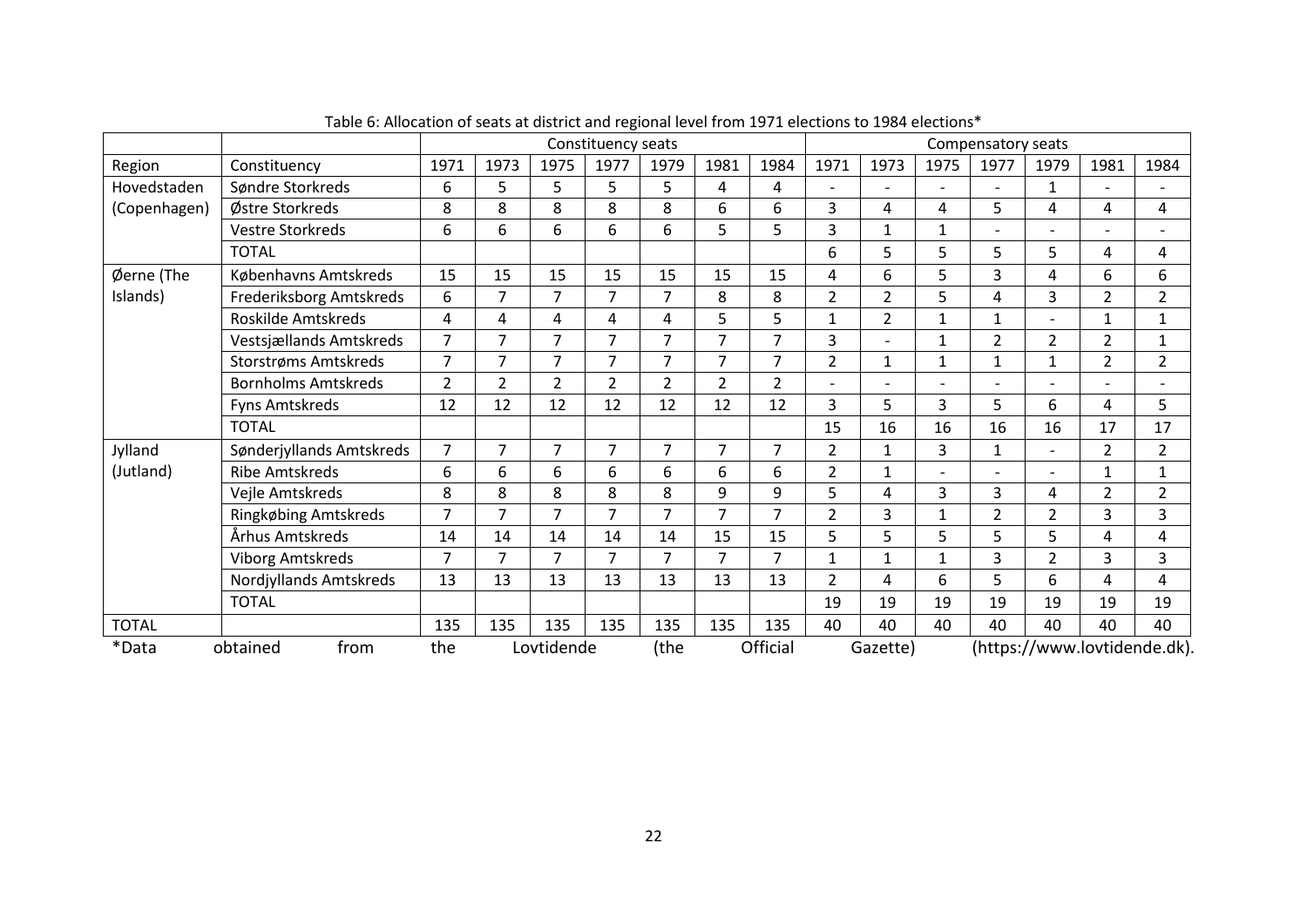Table 6: Allocation of seats at district and regional level from 1971 elections to 1984 elections*

| | | Constituency seats | | | | | | | Compensatory seats | | | | | | |
|---|---|---|---|---|---|---|---|---|---|---|---|---|---|---|---|
| Region | Constituency | 1971 | 1973 | 1975 | 1977 | 1979 | 1981 | 1984 | 1971 | 1973 | 1975 | 1977 | 1979 | 1981 | 1984 |
| Hovedstaden (Copenhagen) | Søndre Storkreds | 6 | 5 | 5 | 5 | 5 | 4 | 4 | - | - | - | - | 1 | - | - |
| | Østre Storkreds | 8 | 8 | 8 | 8 | 8 | 6 | 6 | 3 | 4 | 4 | 5 | 4 | 4 | 4 |
| | Vestre Storkreds | 6 | 6 | 6 | 6 | 6 | 5 | 5 | 3 | 1 | 1 | - | - | - | - |
| | TOTAL | | | | | | | | 6 | 5 | 5 | 5 | 5 | 4 | 4 |
| Øerne (The Islands) | Københavns Amtskreds | 15 | 15 | 15 | 15 | 15 | 15 | 15 | 4 | 6 | 5 | 3 | 4 | 6 | 6 |
| | Frederiksborg Amtskreds | 6 | 7 | 7 | 7 | 7 | 8 | 8 | 2 | 2 | 5 | 4 | 3 | 2 | 2 |
| | Roskilde Amtskreds | 4 | 4 | 4 | 4 | 4 | 5 | 5 | 1 | 2 | 1 | 1 | - | 1 | 1 |
| | Vestsjællands Amtskreds | 7 | 7 | 7 | 7 | 7 | 7 | 7 | 3 | - | 1 | 2 | 2 | 2 | 1 |
| | Storstrøms Amtskreds | 7 | 7 | 7 | 7 | 7 | 7 | 7 | 2 | 1 | 1 | 1 | 1 | 2 | 2 |
| | Bornholms Amtskreds | 2 | 2 | 2 | 2 | 2 | 2 | 2 | - | - | - | - | - | - | - |
| | Fyns Amtskreds | 12 | 12 | 12 | 12 | 12 | 12 | 12 | 3 | 5 | 3 | 5 | 6 | 4 | 5 |
| | TOTAL | | | | | | | | 15 | 16 | 16 | 16 | 16 | 17 | 17 |
| Jylland (Jutland) | Sønderjyllands Amtskreds | 7 | 7 | 7 | 7 | 7 | 7 | 7 | 2 | 1 | 3 | 1 | - | 2 | 2 |
| | Ribe Amtskreds | 6 | 6 | 6 | 6 | 6 | 6 | 6 | 2 | 1 | - | - | - | 1 | 1 |
| | Vejle Amtskreds | 8 | 8 | 8 | 8 | 8 | 9 | 9 | 5 | 4 | 3 | 3 | 4 | 2 | 2 |
| | Ringkøbing Amtskreds | 7 | 7 | 7 | 7 | 7 | 7 | 7 | 2 | 3 | 1 | 2 | 2 | 3 | 3 |
| | Århus Amtskreds | 14 | 14 | 14 | 14 | 14 | 15 | 15 | 5 | 5 | 5 | 5 | 5 | 4 | 4 |
| | Viborg Amtskreds | 7 | 7 | 7 | 7 | 7 | 7 | 7 | 1 | 1 | 1 | 3 | 2 | 3 | 3 |
| | Nordjyllands Amtskreds | 13 | 13 | 13 | 13 | 13 | 13 | 13 | 2 | 4 | 6 | 5 | 6 | 4 | 4 |
| | TOTAL | | | | | | | | 19 | 19 | 19 | 19 | 19 | 19 | 19 |
| TOTAL | | 135 | 135 | 135 | 135 | 135 | 135 | 135 | 40 | 40 | 40 | 40 | 40 | 40 | 40 |

*Data obtained from the Lovtidende (the Official Gazette) (https://www.lovtidende.dk).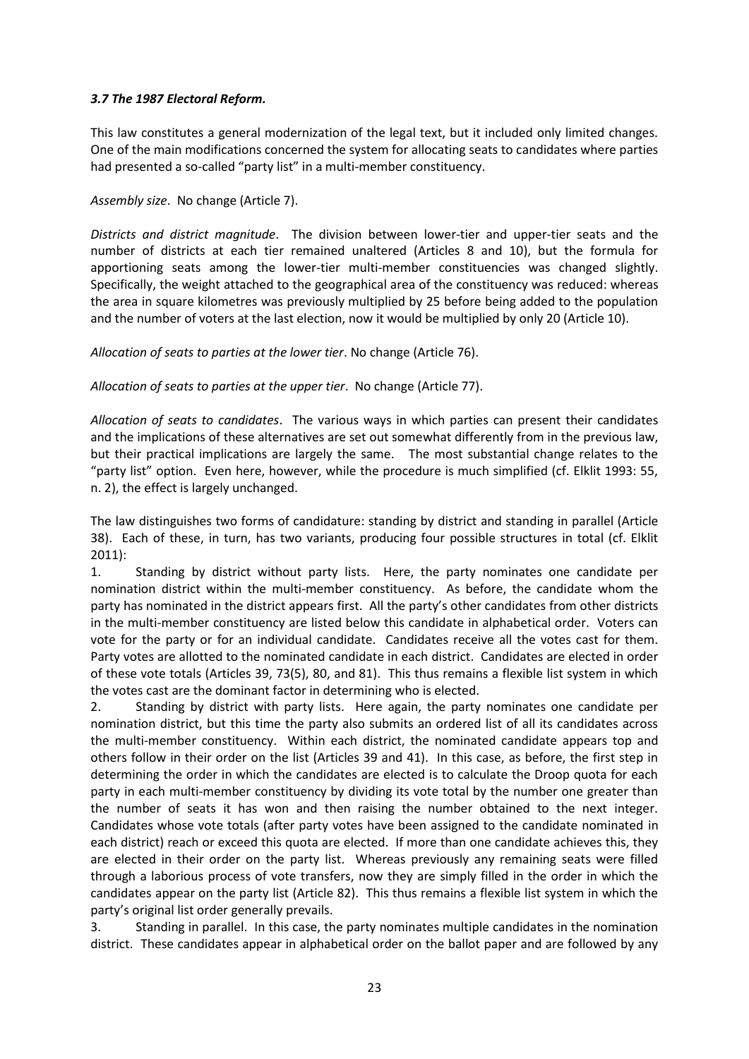### *3.7 The 1987 Electoral Reform.*

This law constitutes a general modernization of the legal text, but it included only limited changes. One of the main modifications concerned the system for allocating seats to candidates where parties had presented a so-called "party list" in a multi-member constituency.

*Assembly size*. No change (Article 7).

*Districts and district magnitude*. The division between lower-tier and upper-tier seats and the number of districts at each tier remained unaltered (Articles 8 and 10), but the formula for apportioning seats among the lower-tier multi-member constituencies was changed slightly. Specifically, the weight attached to the geographical area of the constituency was reduced: whereas the area in square kilometres was previously multiplied by 25 before being added to the population and the number of voters at the last election, now it would be multiplied by only 20 (Article 10).

*Allocation of seats to parties at the lower tier*. No change (Article 76).

*Allocation of seats to parties at the upper tier*. No change (Article 77).

*Allocation of seats to candidates*. The various ways in which parties can present their candidates and the implications of these alternatives are set out somewhat differently from in the previous law, but their practical implications are largely the same. The most substantial change relates to the "party list" option. Even here, however, while the procedure is much simplified (cf. Elklit 1993: 55, n. 2), the effect is largely unchanged.

The law distinguishes two forms of candidature: standing by district and standing in parallel (Article 38). Each of these, in turn, has two variants, producing four possible structures in total (cf. Elklit 2011):

1. Standing by district without party lists. Here, the party nominates one candidate per nomination district within the multi-member constituency. As before, the candidate whom the party has nominated in the district appears first. All the party's other candidates from other districts in the multi-member constituency are listed below this candidate in alphabetical order. Voters can vote for the party or for an individual candidate. Candidates receive all the votes cast for them. Party votes are allotted to the nominated candidate in each district. Candidates are elected in order of these vote totals (Articles 39, 73(5), 80, and 81). This thus remains a flexible list system in which the votes cast are the dominant factor in determining who is elected.
2. Standing by district with party lists. Here again, the party nominates one candidate per nomination district, but this time the party also submits an ordered list of all its candidates across the multi-member constituency. Within each district, the nominated candidate appears top and others follow in their order on the list (Articles 39 and 41). In this case, as before, the first step in determining the order in which the candidates are elected is to calculate the Droop quota for each party in each multi-member constituency by dividing its vote total by the number one greater than the number of seats it has won and then raising the number obtained to the next integer. Candidates whose vote totals (after party votes have been assigned to the candidate nominated in each district) reach or exceed this quota are elected. If more than one candidate achieves this, they are elected in their order on the party list. Whereas previously any remaining seats were filled through a laborious process of vote transfers, now they are simply filled in the order in which the candidates appear on the party list (Article 82). This thus remains a flexible list system in which the party's original list order generally prevails.
3. Standing in parallel. In this case, the party nominates multiple candidates in the nomination district. These candidates appear in alphabetical order on the ballot paper and are followed by any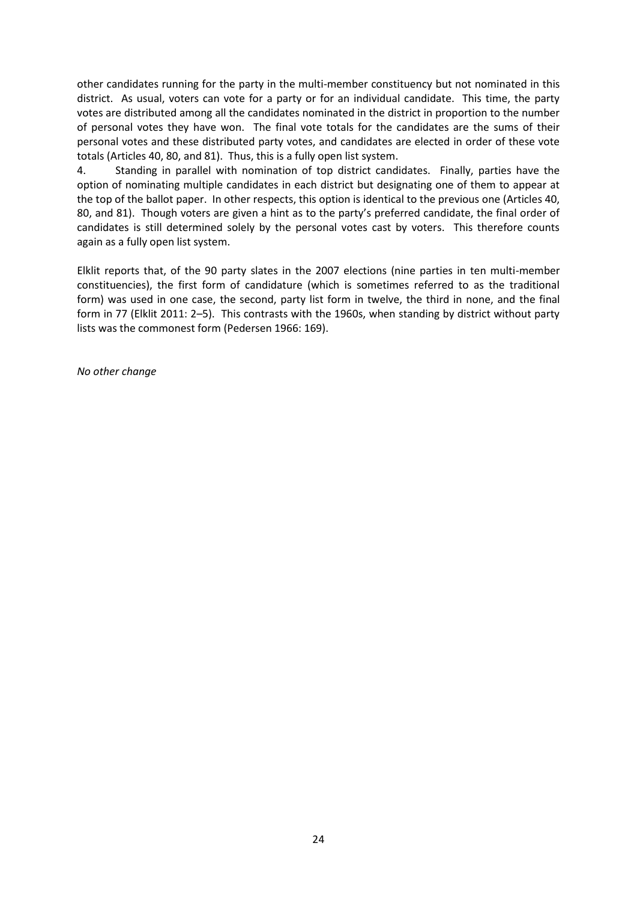other candidates running for the party in the multi-member constituency but not nominated in this district. As usual, voters can vote for a party or for an individual candidate. This time, the party votes are distributed among all the candidates nominated in the district in proportion to the number of personal votes they have won. The final vote totals for the candidates are the sums of their personal votes and these distributed party votes, and candidates are elected in order of these vote totals (Articles 40, 80, and 81). Thus, this is a fully open list system.

4. Standing in parallel with nomination of top district candidates. Finally, parties have the option of nominating multiple candidates in each district but designating one of them to appear at the top of the ballot paper. In other respects, this option is identical to the previous one (Articles 40, 80, and 81). Though voters are given a hint as to the party's preferred candidate, the final order of candidates is still determined solely by the personal votes cast by voters. This therefore counts again as a fully open list system.

Elklit reports that, of the 90 party slates in the 2007 elections (nine parties in ten multi-member constituencies), the first form of candidature (which is sometimes referred to as the traditional form) was used in one case, the second, party list form in twelve, the third in none, and the final form in 77 (Elklit 2011: 2–5). This contrasts with the 1960s, when standing by district without party lists was the commonest form (Pedersen 1966: 169).

*No other change*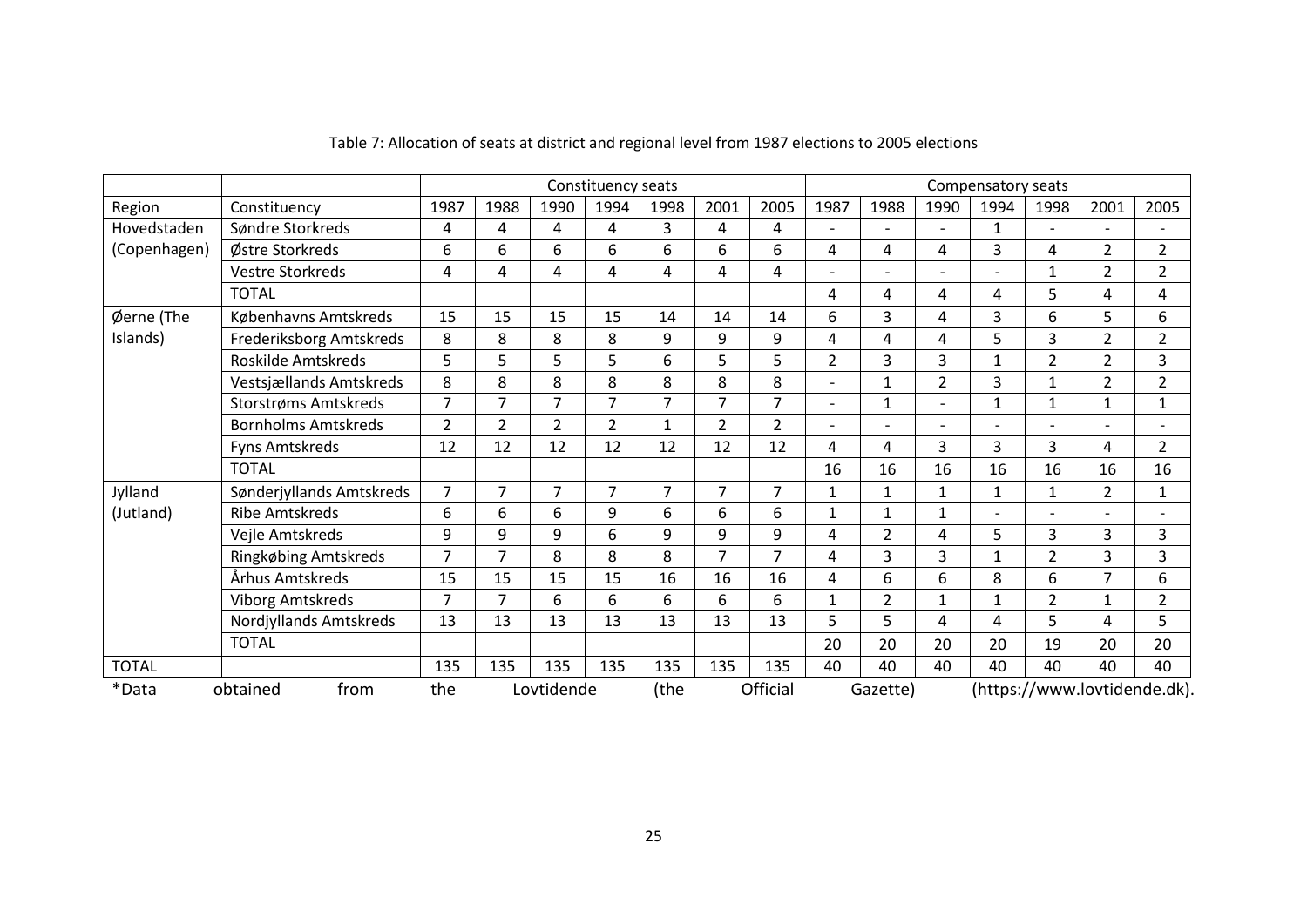Table 7: Allocation of seats at district and regional level from 1987 elections to 2005 elections

| | | Constituency seats | | | | | | | Compensatory seats | | | | | | |
|---|---|---|---|---|---|---|---|---|---|---|---|---|---|---|---|
| Region | Constituency | 1987 | 1988 | 1990 | 1994 | 1998 | 2001 | 2005 | 1987 | 1988 | 1990 | 1994 | 1998 | 2001 | 2005 |
| Hovedstaden (Copenhagen) | Søndre Storkreds | 4 | 4 | 4 | 4 | 3 | 4 | 4 | - | - | - | 1 | - | - | - |
| | Østre Storkreds | 6 | 6 | 6 | 6 | 6 | 6 | 6 | 4 | 4 | 4 | 3 | 4 | 2 | 2 |
| | Vestre Storkreds | 4 | 4 | 4 | 4 | 4 | 4 | 4 | - | - | - | - | 1 | 2 | 2 |
| | TOTAL | | | | | | | | 4 | 4 | 4 | 4 | 5 | 4 | 4 |
| Øerne (The Islands) | Københavns Amtskreds | 15 | 15 | 15 | 15 | 14 | 14 | 14 | 6 | 3 | 4 | 3 | 6 | 5 | 6 |
| | Frederiksborg Amtskreds | 8 | 8 | 8 | 8 | 9 | 9 | 9 | 4 | 4 | 4 | 5 | 3 | 2 | 2 |
| | Roskilde Amtskreds | 5 | 5 | 5 | 5 | 6 | 5 | 5 | 2 | 3 | 3 | 1 | 2 | 2 | 3 |
| | Vestsjællands Amtskreds | 8 | 8 | 8 | 8 | 8 | 8 | 8 | - | 1 | 2 | 3 | 1 | 2 | 2 |
| | Storstrøms Amtskreds | 7 | 7 | 7 | 7 | 7 | 7 | 7 | - | 1 | - | 1 | 1 | 1 | 1 |
| | Bornholms Amtskreds | 2 | 2 | 2 | 2 | 1 | 2 | 2 | - | - | - | - | - | - | - |
| | Fyns Amtskreds | 12 | 12 | 12 | 12 | 12 | 12 | 12 | 4 | 4 | 3 | 3 | 3 | 4 | 2 |
| | TOTAL | | | | | | | | 16 | 16 | 16 | 16 | 16 | 16 | 16 |
| Jylland (Jutland) | Sønderjyllands Amtskreds | 7 | 7 | 7 | 7 | 7 | 7 | 7 | 1 | 1 | 1 | 1 | 1 | 2 | 1 |
| | Ribe Amtskreds | 6 | 6 | 6 | 9 | 6 | 6 | 6 | 1 | 1 | 1 | - | - | - | - |
| | Vejle Amtskreds | 9 | 9 | 9 | 6 | 9 | 9 | 9 | 4 | 2 | 4 | 5 | 3 | 3 | 3 |
| | Ringkøbing Amtskreds | 7 | 7 | 8 | 8 | 8 | 7 | 7 | 4 | 3 | 3 | 1 | 2 | 3 | 3 |
| | Århus Amtskreds | 15 | 15 | 15 | 15 | 16 | 16 | 16 | 4 | 6 | 6 | 8 | 6 | 7 | 6 |
| | Viborg Amtskreds | 7 | 7 | 6 | 6 | 6 | 6 | 6 | 1 | 2 | 1 | 1 | 2 | 1 | 2 |
| | Nordjyllands Amtskreds | 13 | 13 | 13 | 13 | 13 | 13 | 13 | 5 | 5 | 4 | 4 | 5 | 4 | 5 |
| | TOTAL | | | | | | | | 20 | 20 | 20 | 20 | 19 | 20 | 20 |
| TOTAL | | 135 | 135 | 135 | 135 | 135 | 135 | 135 | 40 | 40 | 40 | 40 | 40 | 40 | 40 |

*Data obtained from the Lovtidende (the Official Gazette) (https://www.lovtidende.dk).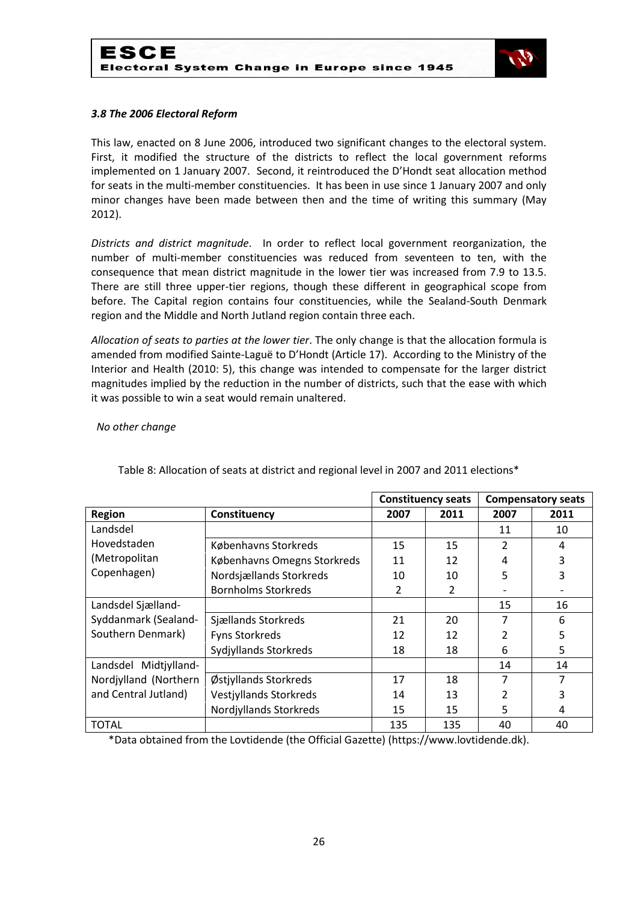### *3.8 The 2006 Electoral Reform*

This law, enacted on 8 June 2006, introduced two significant changes to the electoral system. First, it modified the structure of the districts to reflect the local government reforms implemented on 1 January 2007. Second, it reintroduced the D'Hondt seat allocation method for seats in the multi-member constituencies. It has been in use since 1 January 2007 and only minor changes have been made between then and the time of writing this summary (May 2012).

*Districts and district magnitude*. In order to reflect local government reorganization, the number of multi-member constituencies was reduced from seventeen to ten, with the consequence that mean district magnitude in the lower tier was increased from 7.9 to 13.5. There are still three upper-tier regions, though these different in geographical scope from before. The Capital region contains four constituencies, while the Sealand-South Denmark region and the Middle and North Jutland region contain three each.

*Allocation of seats to parties at the lower tier*. The only change is that the allocation formula is amended from modified Sainte-Laguë to D'Hondt (Article 17). According to the Ministry of the Interior and Health (2010: 5), this change was intended to compensate for the larger district magnitudes implied by the reduction in the number of districts, such that the ease with which it was possible to win a seat would remain unaltered.

*No other change*

Table 8: Allocation of seats at district and regional level in 2007 and 2011 elections*

| | | Constituency seats | | Compensatory seats | |
|---|---|---|---|---|---|
| **Region** | **Constituency** | **2007** | **2011** | **2007** | **2011** |
| Landsdel Hovedstaden (Metropolitan Copenhagen) | | | | 11 | 10 |
| | Københavns Storkreds | 15 | 15 | 2 | 4 |
| | Københavns Omegns Storkreds | 11 | 12 | 4 | 3 |
| | Nordsjællands Storkreds | 10 | 10 | 5 | 3 |
| | Bornholms Storkreds | 2 | 2 | - | - |
| Landsdel Sjælland-Syddanmark (Sealand-Southern Denmark) | | | | 15 | 16 |
| | Sjællands Storkreds | 21 | 20 | 7 | 6 |
| | Fyns Storkreds | 12 | 12 | 2 | 5 |
| | Sydjyllands Storkreds | 18 | 18 | 6 | 5 |
| Landsdel Midtjylland-Nordjylland (Northern and Central Jutland) | | | | 14 | 14 |
| | Østjyllands Storkreds | 17 | 18 | 7 | 7 |
| | Vestjyllands Storkreds | 14 | 13 | 2 | 3 |
| | Nordjyllands Storkreds | 15 | 15 | 5 | 4 |
| TOTAL | | 135 | 135 | 40 | 40 |

*Data obtained from the Lovtidende (the Official Gazette) (https://www.lovtidende.dk).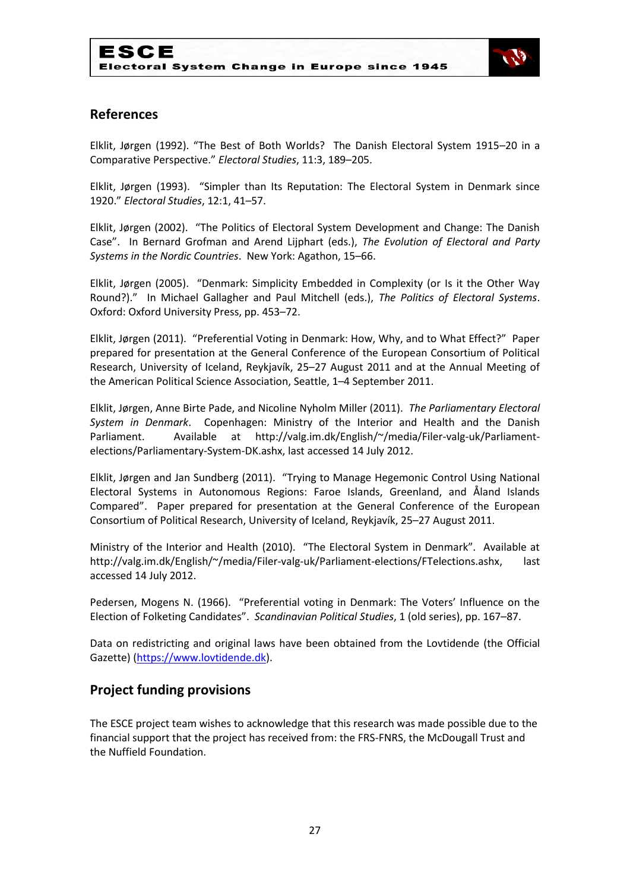## References

Elklit, Jørgen (1992). “The Best of Both Worlds? The Danish Electoral System 1915–20 in a Comparative Perspective.” *Electoral Studies*, 11:3, 189–205.

Elklit, Jørgen (1993). “Simpler than Its Reputation: The Electoral System in Denmark since 1920.” *Electoral Studies*, 12:1, 41–57.

Elklit, Jørgen (2002). “The Politics of Electoral System Development and Change: The Danish Case”. In Bernard Grofman and Arend Lijphart (eds.), *The Evolution of Electoral and Party Systems in the Nordic Countries*. New York: Agathon, 15–66.

Elklit, Jørgen (2005). “Denmark: Simplicity Embedded in Complexity (or Is it the Other Way Round?).” In Michael Gallagher and Paul Mitchell (eds.), *The Politics of Electoral Systems*. Oxford: Oxford University Press, pp. 453–72.

Elklit, Jørgen (2011). “Preferential Voting in Denmark: How, Why, and to What Effect?” Paper prepared for presentation at the General Conference of the European Consortium of Political Research, University of Iceland, Reykjavík, 25–27 August 2011 and at the Annual Meeting of the American Political Science Association, Seattle, 1–4 September 2011.

Elklit, Jørgen, Anne Birte Pade, and Nicoline Nyholm Miller (2011). *The Parliamentary Electoral System in Denmark*. Copenhagen: Ministry of the Interior and Health and the Danish Parliament. Available at http://valg.im.dk/English/~/media/Filer-valg-uk/Parliament-elections/Parliamentary-System-DK.ashx, last accessed 14 July 2012.

Elklit, Jørgen and Jan Sundberg (2011). “Trying to Manage Hegemonic Control Using National Electoral Systems in Autonomous Regions: Faroe Islands, Greenland, and Åland Islands Compared”. Paper prepared for presentation at the General Conference of the European Consortium of Political Research, University of Iceland, Reykjavík, 25–27 August 2011.

Ministry of the Interior and Health (2010). “The Electoral System in Denmark”. Available at http://valg.im.dk/English/~/media/Filer-valg-uk/Parliament-elections/FTelections.ashx, last accessed 14 July 2012.

Pedersen, Mogens N. (1966). “Preferential voting in Denmark: The Voters’ Influence on the Election of Folketing Candidates”. *Scandinavian Political Studies*, 1 (old series), pp. 167–87.

Data on redistricting and original laws have been obtained from the Lovtidende (the Official Gazette) (https://www.lovtidende.dk).

## Project funding provisions

The ESCE project team wishes to acknowledge that this research was made possible due to the financial support that the project has received from: the FRS-FNRS, the McDougall Trust and the Nuffield Foundation.